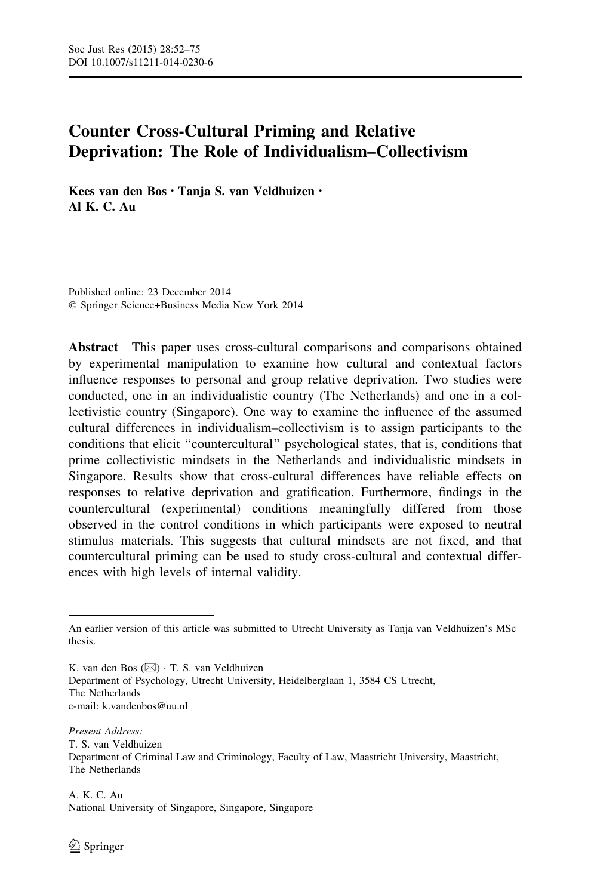# Counter Cross-Cultural Priming and Relative Deprivation: The Role of Individualism–Collectivism

**Kees van den Bos · Tanja S. van Veldhuizen · Al K. C. Au**

Published online: 23 December 2014
© Springer Science+Business Media New York 2014

**Abstract** This paper uses cross-cultural comparisons and comparisons obtained by experimental manipulation to examine how cultural and contextual factors influence responses to personal and group relative deprivation. Two studies were conducted, one in an individualistic country (The Netherlands) and one in a collectivistic country (Singapore). One way to examine the influence of the assumed cultural differences in individualism–collectivism is to assign participants to the conditions that elicit "countercultural" psychological states, that is, conditions that prime collectivistic mindsets in the Netherlands and individualistic mindsets in Singapore. Results show that cross-cultural differences have reliable effects on responses to relative deprivation and gratification. Furthermore, findings in the countercultural (experimental) conditions meaningfully differed from those observed in the control conditions in which participants were exposed to neutral stimulus materials. This suggests that cultural mindsets are not fixed, and that countercultural priming can be used to study cross-cultural and contextual differences with high levels of internal validity.

---

An earlier version of this article was submitted to Utrecht University as Tanja van Veldhuizen's MSc thesis.

K. van den Bos (✉) · T. S. van Veldhuizen
Department of Psychology, Utrecht University, Heidelberglaan 1, 3584 CS Utrecht, The Netherlands
e-mail: k.vandenbos@uu.nl

*Present Address:*
T. S. van Veldhuizen
Department of Criminal Law and Criminology, Faculty of Law, Maastricht University, Maastricht, The Netherlands

A. K. C. Au
National University of Singapore, Singapore, Singapore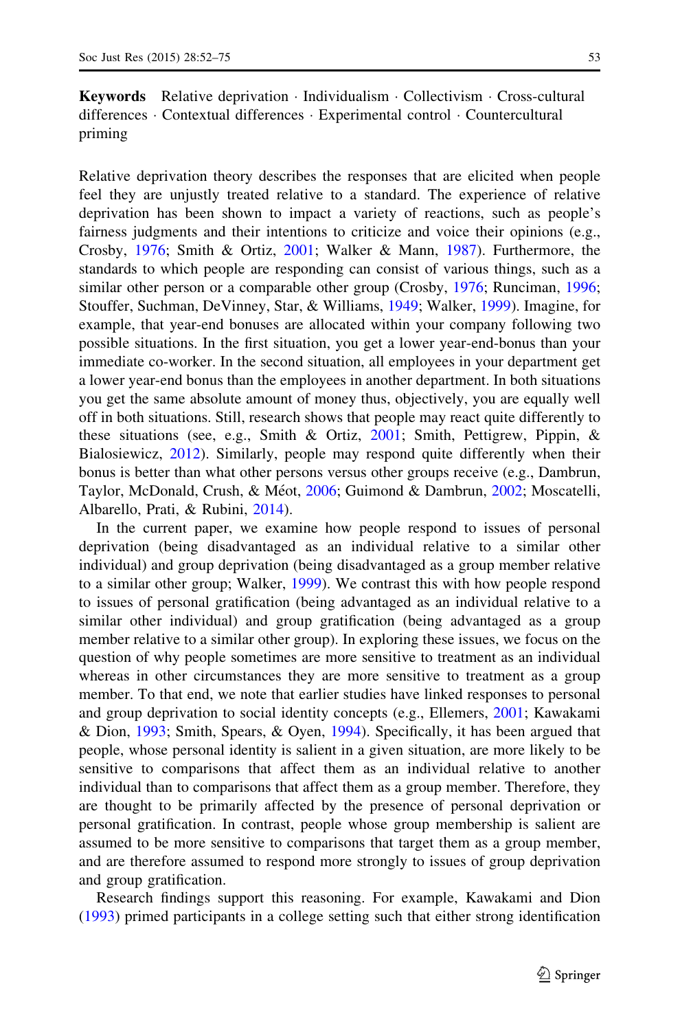**Keywords** Relative deprivation · Individualism · Collectivism · Cross-cultural differences · Contextual differences · Experimental control · Countercultural priming

Relative deprivation theory describes the responses that are elicited when people feel they are unjustly treated relative to a standard. The experience of relative deprivation has been shown to impact a variety of reactions, such as people's fairness judgments and their intentions to criticize and voice their opinions (e.g., Crosby, 1976; Smith & Ortiz, 2001; Walker & Mann, 1987). Furthermore, the standards to which people are responding can consist of various things, such as a similar other person or a comparable other group (Crosby, 1976; Runciman, 1996; Stouffer, Suchman, DeVinney, Star, & Williams, 1949; Walker, 1999). Imagine, for example, that year-end bonuses are allocated within your company following two possible situations. In the first situation, you get a lower year-end-bonus than your immediate co-worker. In the second situation, all employees in your department get a lower year-end bonus than the employees in another department. In both situations you get the same absolute amount of money thus, objectively, you are equally well off in both situations. Still, research shows that people may react quite differently to these situations (see, e.g., Smith & Ortiz, 2001; Smith, Pettigrew, Pippin, & Bialosiewicz, 2012). Similarly, people may respond quite differently when their bonus is better than what other persons versus other groups receive (e.g., Dambrun, Taylor, McDonald, Crush, & Méot, 2006; Guimond & Dambrun, 2002; Moscatelli, Albarello, Prati, & Rubini, 2014).

In the current paper, we examine how people respond to issues of personal deprivation (being disadvantaged as an individual relative to a similar other individual) and group deprivation (being disadvantaged as a group member relative to a similar other group; Walker, 1999). We contrast this with how people respond to issues of personal gratification (being advantaged as an individual relative to a similar other individual) and group gratification (being advantaged as a group member relative to a similar other group). In exploring these issues, we focus on the question of why people sometimes are more sensitive to treatment as an individual whereas in other circumstances they are more sensitive to treatment as a group member. To that end, we note that earlier studies have linked responses to personal and group deprivation to social identity concepts (e.g., Ellemers, 2001; Kawakami & Dion, 1993; Smith, Spears, & Oyen, 1994). Specifically, it has been argued that people, whose personal identity is salient in a given situation, are more likely to be sensitive to comparisons that affect them as an individual relative to another individual than to comparisons that affect them as a group member. Therefore, they are thought to be primarily affected by the presence of personal deprivation or personal gratification. In contrast, people whose group membership is salient are assumed to be more sensitive to comparisons that target them as a group member, and are therefore assumed to respond more strongly to issues of group deprivation and group gratification.

Research findings support this reasoning. For example, Kawakami and Dion (1993) primed participants in a college setting such that either strong identification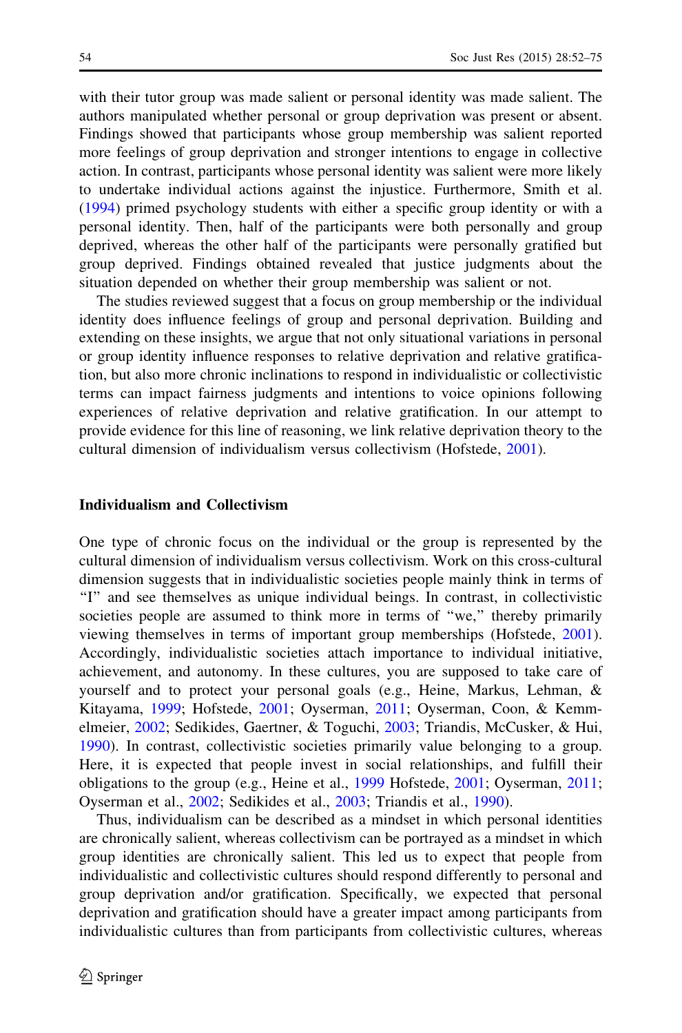with their tutor group was made salient or personal identity was made salient. The authors manipulated whether personal or group deprivation was present or absent. Findings showed that participants whose group membership was salient reported more feelings of group deprivation and stronger intentions to engage in collective action. In contrast, participants whose personal identity was salient were more likely to undertake individual actions against the injustice. Furthermore, Smith et al. (1994) primed psychology students with either a specific group identity or with a personal identity. Then, half of the participants were both personally and group deprived, whereas the other half of the participants were personally gratified but group deprived. Findings obtained revealed that justice judgments about the situation depended on whether their group membership was salient or not.

The studies reviewed suggest that a focus on group membership or the individual identity does influence feelings of group and personal deprivation. Building and extending on these insights, we argue that not only situational variations in personal or group identity influence responses to relative deprivation and relative gratification, but also more chronic inclinations to respond in individualistic or collectivistic terms can impact fairness judgments and intentions to voice opinions following experiences of relative deprivation and relative gratification. In our attempt to provide evidence for this line of reasoning, we link relative deprivation theory to the cultural dimension of individualism versus collectivism (Hofstede, 2001).

## Individualism and Collectivism

One type of chronic focus on the individual or the group is represented by the cultural dimension of individualism versus collectivism. Work on this cross-cultural dimension suggests that in individualistic societies people mainly think in terms of "I" and see themselves as unique individual beings. In contrast, in collectivistic societies people are assumed to think more in terms of "we," thereby primarily viewing themselves in terms of important group memberships (Hofstede, 2001). Accordingly, individualistic societies attach importance to individual initiative, achievement, and autonomy. In these cultures, you are supposed to take care of yourself and to protect your personal goals (e.g., Heine, Markus, Lehman, & Kitayama, 1999; Hofstede, 2001; Oyserman, 2011; Oyserman, Coon, & Kemmelmeier, 2002; Sedikides, Gaertner, & Toguchi, 2003; Triandis, McCusker, & Hui, 1990). In contrast, collectivistic societies primarily value belonging to a group. Here, it is expected that people invest in social relationships, and fulfill their obligations to the group (e.g., Heine et al., 1999 Hofstede, 2001; Oyserman, 2011; Oyserman et al., 2002; Sedikides et al., 2003; Triandis et al., 1990).

Thus, individualism can be described as a mindset in which personal identities are chronically salient, whereas collectivism can be portrayed as a mindset in which group identities are chronically salient. This led us to expect that people from individualistic and collectivistic cultures should respond differently to personal and group deprivation and/or gratification. Specifically, we expected that personal deprivation and gratification should have a greater impact among participants from individualistic cultures than from participants from collectivistic cultures, whereas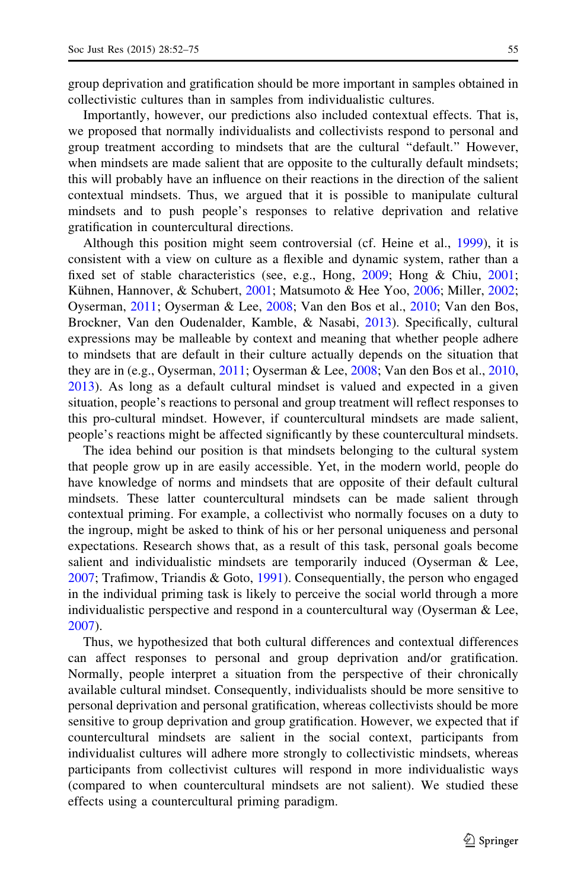group deprivation and gratification should be more important in samples obtained in collectivistic cultures than in samples from individualistic cultures.

Importantly, however, our predictions also included contextual effects. That is, we proposed that normally individualists and collectivists respond to personal and group treatment according to mindsets that are the cultural "default." However, when mindsets are made salient that are opposite to the culturally default mindsets; this will probably have an influence on their reactions in the direction of the salient contextual mindsets. Thus, we argued that it is possible to manipulate cultural mindsets and to push people's responses to relative deprivation and relative gratification in countercultural directions.

Although this position might seem controversial (cf. Heine et al., 1999), it is consistent with a view on culture as a flexible and dynamic system, rather than a fixed set of stable characteristics (see, e.g., Hong, 2009; Hong & Chiu, 2001; Kühnen, Hannover, & Schubert, 2001; Matsumoto & Hee Yoo, 2006; Miller, 2002; Oyserman, 2011; Oyserman & Lee, 2008; Van den Bos et al., 2010; Van den Bos, Brockner, Van den Oudenalder, Kamble, & Nasabi, 2013). Specifically, cultural expressions may be malleable by context and meaning that whether people adhere to mindsets that are default in their culture actually depends on the situation that they are in (e.g., Oyserman, 2011; Oyserman & Lee, 2008; Van den Bos et al., 2010, 2013). As long as a default cultural mindset is valued and expected in a given situation, people's reactions to personal and group treatment will reflect responses to this pro-cultural mindset. However, if countercultural mindsets are made salient, people's reactions might be affected significantly by these countercultural mindsets.

The idea behind our position is that mindsets belonging to the cultural system that people grow up in are easily accessible. Yet, in the modern world, people do have knowledge of norms and mindsets that are opposite of their default cultural mindsets. These latter countercultural mindsets can be made salient through contextual priming. For example, a collectivist who normally focuses on a duty to the ingroup, might be asked to think of his or her personal uniqueness and personal expectations. Research shows that, as a result of this task, personal goals become salient and individualistic mindsets are temporarily induced (Oyserman & Lee, 2007; Trafimow, Triandis & Goto, 1991). Consequentially, the person who engaged in the individual priming task is likely to perceive the social world through a more individualistic perspective and respond in a countercultural way (Oyserman & Lee, 2007).

Thus, we hypothesized that both cultural differences and contextual differences can affect responses to personal and group deprivation and/or gratification. Normally, people interpret a situation from the perspective of their chronically available cultural mindset. Consequently, individualists should be more sensitive to personal deprivation and personal gratification, whereas collectivists should be more sensitive to group deprivation and group gratification. However, we expected that if countercultural mindsets are salient in the social context, participants from individualist cultures will adhere more strongly to collectivistic mindsets, whereas participants from collectivist cultures will respond in more individualistic ways (compared to when countercultural mindsets are not salient). We studied these effects using a countercultural priming paradigm.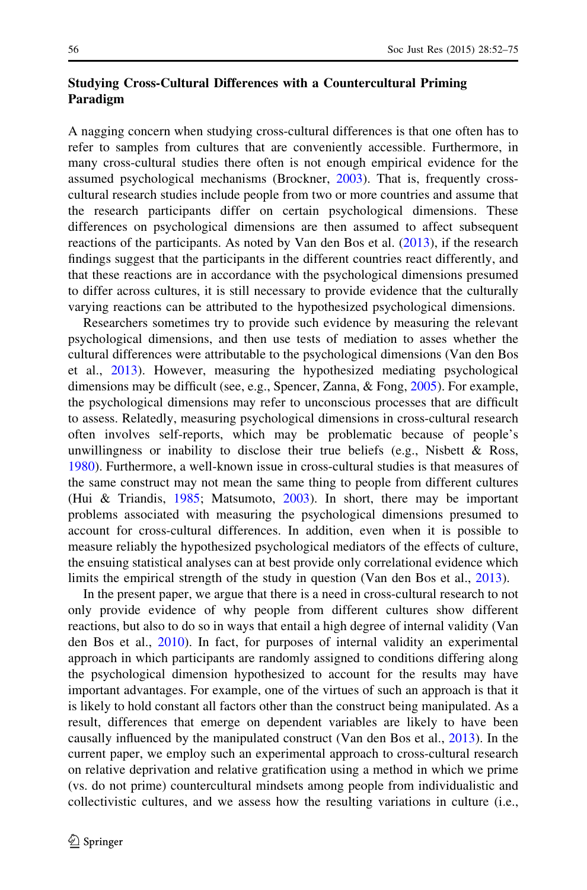## Studying Cross-Cultural Differences with a Countercultural Priming Paradigm

A nagging concern when studying cross-cultural differences is that one often has to refer to samples from cultures that are conveniently accessible. Furthermore, in many cross-cultural studies there often is not enough empirical evidence for the assumed psychological mechanisms (Brockner, 2003). That is, frequently cross-cultural research studies include people from two or more countries and assume that the research participants differ on certain psychological dimensions. These differences on psychological dimensions are then assumed to affect subsequent reactions of the participants. As noted by Van den Bos et al. (2013), if the research findings suggest that the participants in the different countries react differently, and that these reactions are in accordance with the psychological dimensions presumed to differ across cultures, it is still necessary to provide evidence that the culturally varying reactions can be attributed to the hypothesized psychological dimensions.

Researchers sometimes try to provide such evidence by measuring the relevant psychological dimensions, and then use tests of mediation to asses whether the cultural differences were attributable to the psychological dimensions (Van den Bos et al., 2013). However, measuring the hypothesized mediating psychological dimensions may be difficult (see, e.g., Spencer, Zanna, & Fong, 2005). For example, the psychological dimensions may refer to unconscious processes that are difficult to assess. Relatedly, measuring psychological dimensions in cross-cultural research often involves self-reports, which may be problematic because of people's unwillingness or inability to disclose their true beliefs (e.g., Nisbett & Ross, 1980). Furthermore, a well-known issue in cross-cultural studies is that measures of the same construct may not mean the same thing to people from different cultures (Hui & Triandis, 1985; Matsumoto, 2003). In short, there may be important problems associated with measuring the psychological dimensions presumed to account for cross-cultural differences. In addition, even when it is possible to measure reliably the hypothesized psychological mediators of the effects of culture, the ensuing statistical analyses can at best provide only correlational evidence which limits the empirical strength of the study in question (Van den Bos et al., 2013).

In the present paper, we argue that there is a need in cross-cultural research to not only provide evidence of why people from different cultures show different reactions, but also to do so in ways that entail a high degree of internal validity (Van den Bos et al., 2010). In fact, for purposes of internal validity an experimental approach in which participants are randomly assigned to conditions differing along the psychological dimension hypothesized to account for the results may have important advantages. For example, one of the virtues of such an approach is that it is likely to hold constant all factors other than the construct being manipulated. As a result, differences that emerge on dependent variables are likely to have been causally influenced by the manipulated construct (Van den Bos et al., 2013). In the current paper, we employ such an experimental approach to cross-cultural research on relative deprivation and relative gratification using a method in which we prime (vs. do not prime) countercultural mindsets among people from individualistic and collectivistic cultures, and we assess how the resulting variations in culture (i.e.,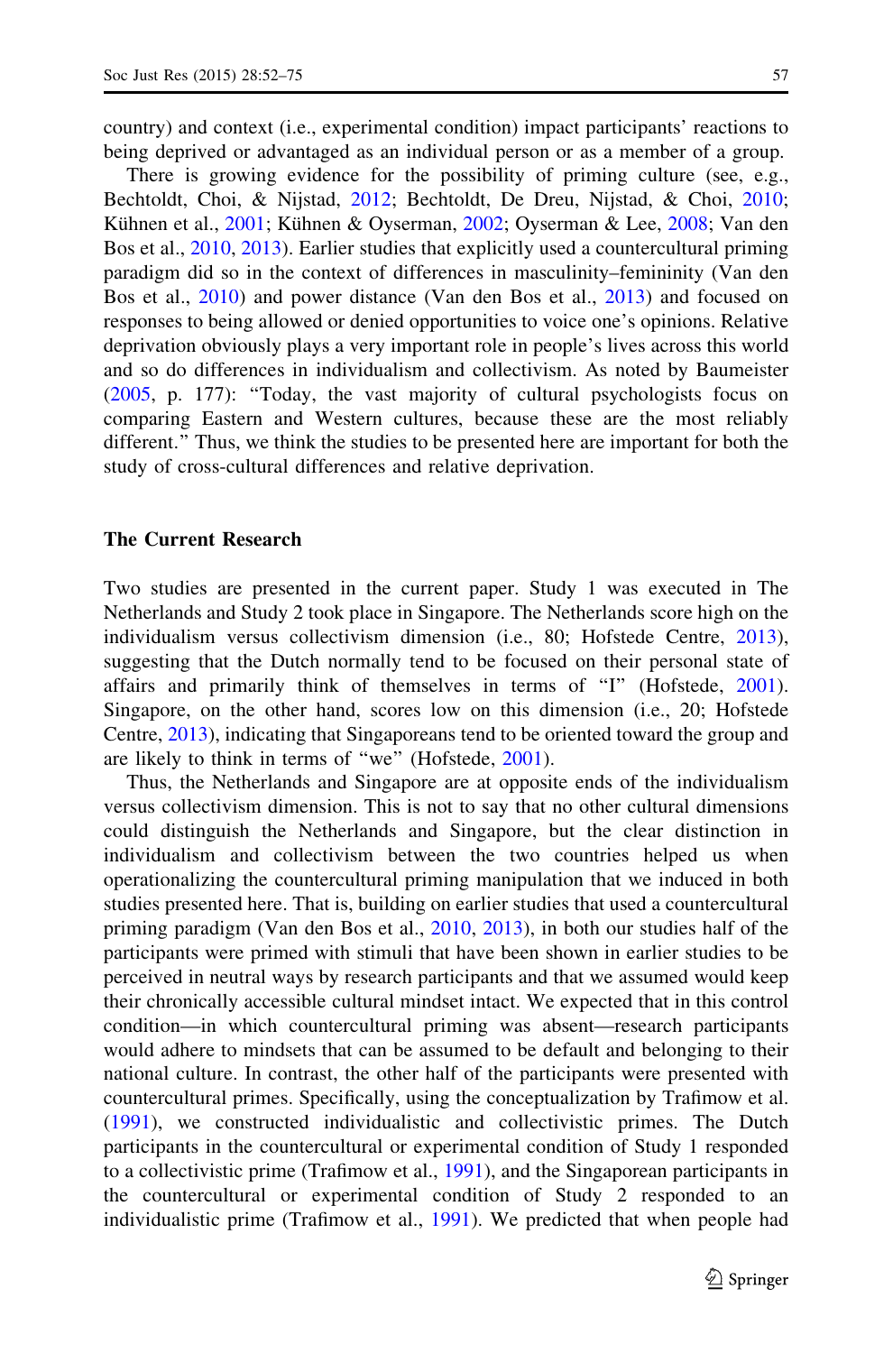country) and context (i.e., experimental condition) impact participants' reactions to being deprived or advantaged as an individual person or as a member of a group.

There is growing evidence for the possibility of priming culture (see, e.g., Bechtoldt, Choi, & Nijstad, 2012; Bechtoldt, De Dreu, Nijstad, & Choi, 2010; Kühnen et al., 2001; Kühnen & Oyserman, 2002; Oyserman & Lee, 2008; Van den Bos et al., 2010, 2013). Earlier studies that explicitly used a countercultural priming paradigm did so in the context of differences in masculinity–femininity (Van den Bos et al., 2010) and power distance (Van den Bos et al., 2013) and focused on responses to being allowed or denied opportunities to voice one's opinions. Relative deprivation obviously plays a very important role in people's lives across this world and so do differences in individualism and collectivism. As noted by Baumeister (2005, p. 177): "Today, the vast majority of cultural psychologists focus on comparing Eastern and Western cultures, because these are the most reliably different." Thus, we think the studies to be presented here are important for both the study of cross-cultural differences and relative deprivation.

## The Current Research

Two studies are presented in the current paper. Study 1 was executed in The Netherlands and Study 2 took place in Singapore. The Netherlands score high on the individualism versus collectivism dimension (i.e., 80; Hofstede Centre, 2013), suggesting that the Dutch normally tend to be focused on their personal state of affairs and primarily think of themselves in terms of "I" (Hofstede, 2001). Singapore, on the other hand, scores low on this dimension (i.e., 20; Hofstede Centre, 2013), indicating that Singaporeans tend to be oriented toward the group and are likely to think in terms of "we" (Hofstede, 2001).

Thus, the Netherlands and Singapore are at opposite ends of the individualism versus collectivism dimension. This is not to say that no other cultural dimensions could distinguish the Netherlands and Singapore, but the clear distinction in individualism and collectivism between the two countries helped us when operationalizing the countercultural priming manipulation that we induced in both studies presented here. That is, building on earlier studies that used a countercultural priming paradigm (Van den Bos et al., 2010, 2013), in both our studies half of the participants were primed with stimuli that have been shown in earlier studies to be perceived in neutral ways by research participants and that we assumed would keep their chronically accessible cultural mindset intact. We expected that in this control condition—in which countercultural priming was absent—research participants would adhere to mindsets that can be assumed to be default and belonging to their national culture. In contrast, the other half of the participants were presented with countercultural primes. Specifically, using the conceptualization by Trafimow et al. (1991), we constructed individualistic and collectivistic primes. The Dutch participants in the countercultural or experimental condition of Study 1 responded to a collectivistic prime (Trafimow et al., 1991), and the Singaporean participants in the countercultural or experimental condition of Study 2 responded to an individualistic prime (Trafimow et al., 1991). We predicted that when people had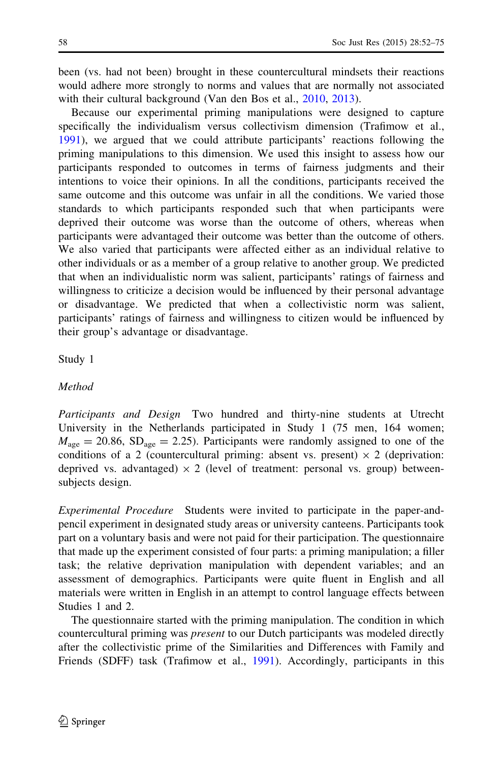been (vs. had not been) brought in these countercultural mindsets their reactions would adhere more strongly to norms and values that are normally not associated with their cultural background (Van den Bos et al., 2010, 2013).

Because our experimental priming manipulations were designed to capture specifically the individualism versus collectivism dimension (Trafimow et al., 1991), we argued that we could attribute participants' reactions following the priming manipulations to this dimension. We used this insight to assess how our participants responded to outcomes in terms of fairness judgments and their intentions to voice their opinions. In all the conditions, participants received the same outcome and this outcome was unfair in all the conditions. We varied those standards to which participants responded such that when participants were deprived their outcome was worse than the outcome of others, whereas when participants were advantaged their outcome was better than the outcome of others. We also varied that participants were affected either as an individual relative to other individuals or as a member of a group relative to another group. We predicted that when an individualistic norm was salient, participants' ratings of fairness and willingness to criticize a decision would be influenced by their personal advantage or disadvantage. We predicted that when a collectivistic norm was salient, participants' ratings of fairness and willingness to citizen would be influenced by their group's advantage or disadvantage.

## Study 1

### *Method*

*Participants and Design* Two hundred and thirty-nine students at Utrecht University in the Netherlands participated in Study 1 (75 men, 164 women; $M_{\text{age}} = 20.86$, $SD_{\text{age}} = 2.25$). Participants were randomly assigned to one of the conditions of a 2 (countercultural priming: absent vs. present) × 2 (deprivation: deprived vs. advantaged) × 2 (level of treatment: personal vs. group) between-subjects design.

*Experimental Procedure* Students were invited to participate in the paper-and-pencil experiment in designated study areas or university canteens. Participants took part on a voluntary basis and were not paid for their participation. The questionnaire that made up the experiment consisted of four parts: a priming manipulation; a filler task; the relative deprivation manipulation with dependent variables; and an assessment of demographics. Participants were quite fluent in English and all materials were written in English in an attempt to control language effects between Studies 1 and 2.

The questionnaire started with the priming manipulation. The condition in which countercultural priming was *present* to our Dutch participants was modeled directly after the collectivistic prime of the Similarities and Differences with Family and Friends (SDFF) task (Trafimow et al., 1991). Accordingly, participants in this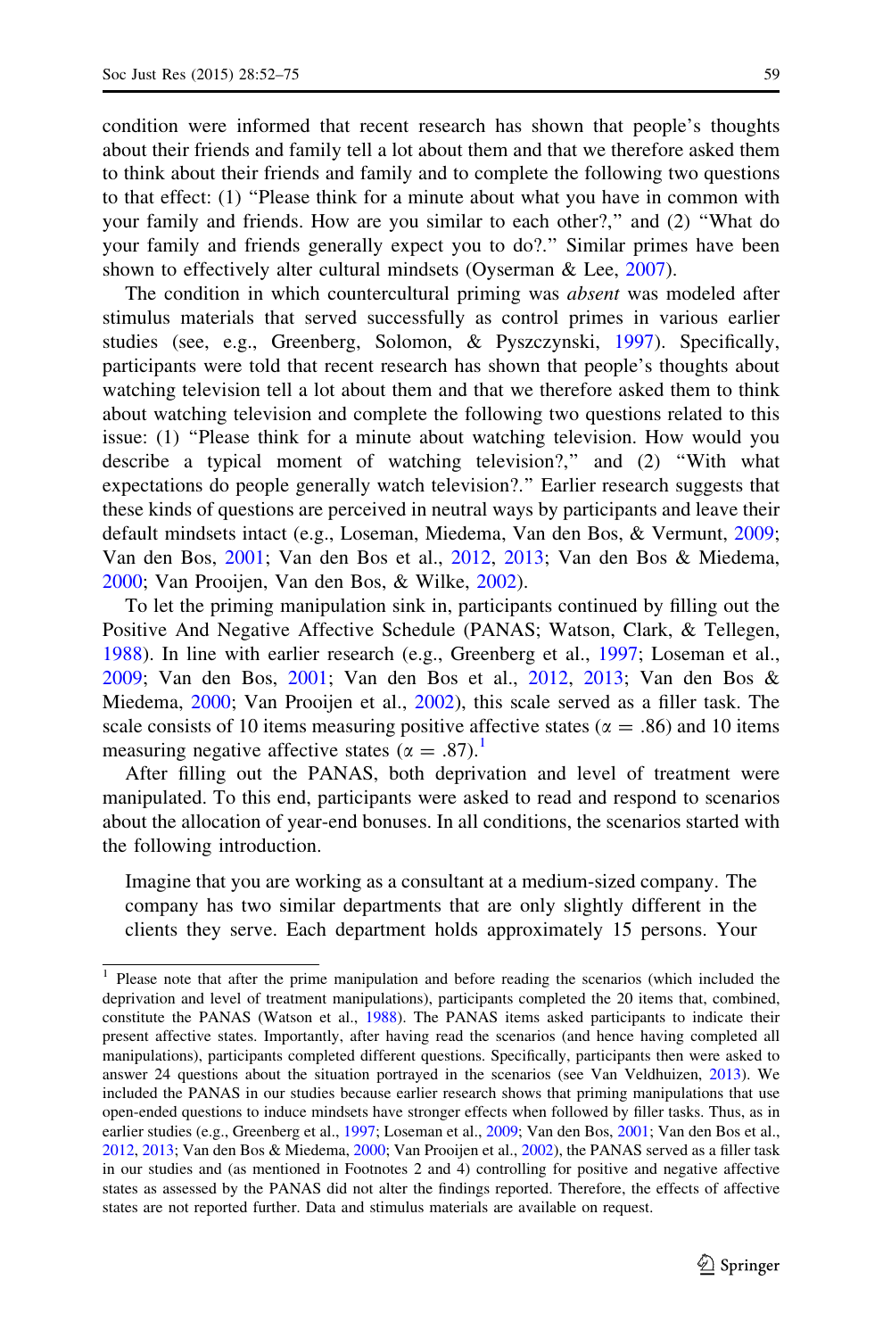condition were informed that recent research has shown that people's thoughts about their friends and family tell a lot about them and that we therefore asked them to think about their friends and family and to complete the following two questions to that effect: (1) "Please think for a minute about what you have in common with your family and friends. How are you similar to each other?," and (2) "What do your family and friends generally expect you to do?." Similar primes have been shown to effectively alter cultural mindsets (Oyserman & Lee, 2007).

The condition in which countercultural priming was *absent* was modeled after stimulus materials that served successfully as control primes in various earlier studies (see, e.g., Greenberg, Solomon, & Pyszczynski, 1997). Specifically, participants were told that recent research has shown that people's thoughts about watching television tell a lot about them and that we therefore asked them to think about watching television and complete the following two questions related to this issue: (1) "Please think for a minute about watching television. How would you describe a typical moment of watching television?," and (2) "With what expectations do people generally watch television?." Earlier research suggests that these kinds of questions are perceived in neutral ways by participants and leave their default mindsets intact (e.g., Loseman, Miedema, Van den Bos, & Vermunt, 2009; Van den Bos, 2001; Van den Bos et al., 2012, 2013; Van den Bos & Miedema, 2000; Van Prooijen, Van den Bos, & Wilke, 2002).

To let the priming manipulation sink in, participants continued by filling out the Positive And Negative Affective Schedule (PANAS; Watson, Clark, & Tellegen, 1988). In line with earlier research (e.g., Greenberg et al., 1997; Loseman et al., 2009; Van den Bos, 2001; Van den Bos et al., 2012, 2013; Van den Bos & Miedema, 2000; Van Prooijen et al., 2002), this scale served as a filler task. The scale consists of 10 items measuring positive affective states ($\alpha = .86$) and 10 items measuring negative affective states ($\alpha = .87$).[1]

After filling out the PANAS, both deprivation and level of treatment were manipulated. To this end, participants were asked to read and respond to scenarios about the allocation of year-end bonuses. In all conditions, the scenarios started with the following introduction.

> Imagine that you are working as a consultant at a medium-sized company. The company has two similar departments that are only slightly different in the clients they serve. Each department holds approximately 15 persons. Your

[1] Please note that after the prime manipulation and before reading the scenarios (which included the deprivation and level of treatment manipulations), participants completed the 20 items that, combined, constitute the PANAS (Watson et al., 1988). The PANAS items asked participants to indicate their present affective states. Importantly, after having read the scenarios (and hence having completed all manipulations), participants completed different questions. Specifically, participants then were asked to answer 24 questions about the situation portrayed in the scenarios (see Van Veldhuizen, 2013). We included the PANAS in our studies because earlier research shows that priming manipulations that use open-ended questions to induce mindsets have stronger effects when followed by filler tasks. Thus, as in earlier studies (e.g., Greenberg et al., 1997; Loseman et al., 2009; Van den Bos, 2001; Van den Bos et al., 2012, 2013; Van den Bos & Miedema, 2000; Van Prooijen et al., 2002), the PANAS served as a filler task in our studies and (as mentioned in Footnotes 2 and 4) controlling for positive and negative affective states as assessed by the PANAS did not alter the findings reported. Therefore, the effects of affective states are not reported further. Data and stimulus materials are available on request.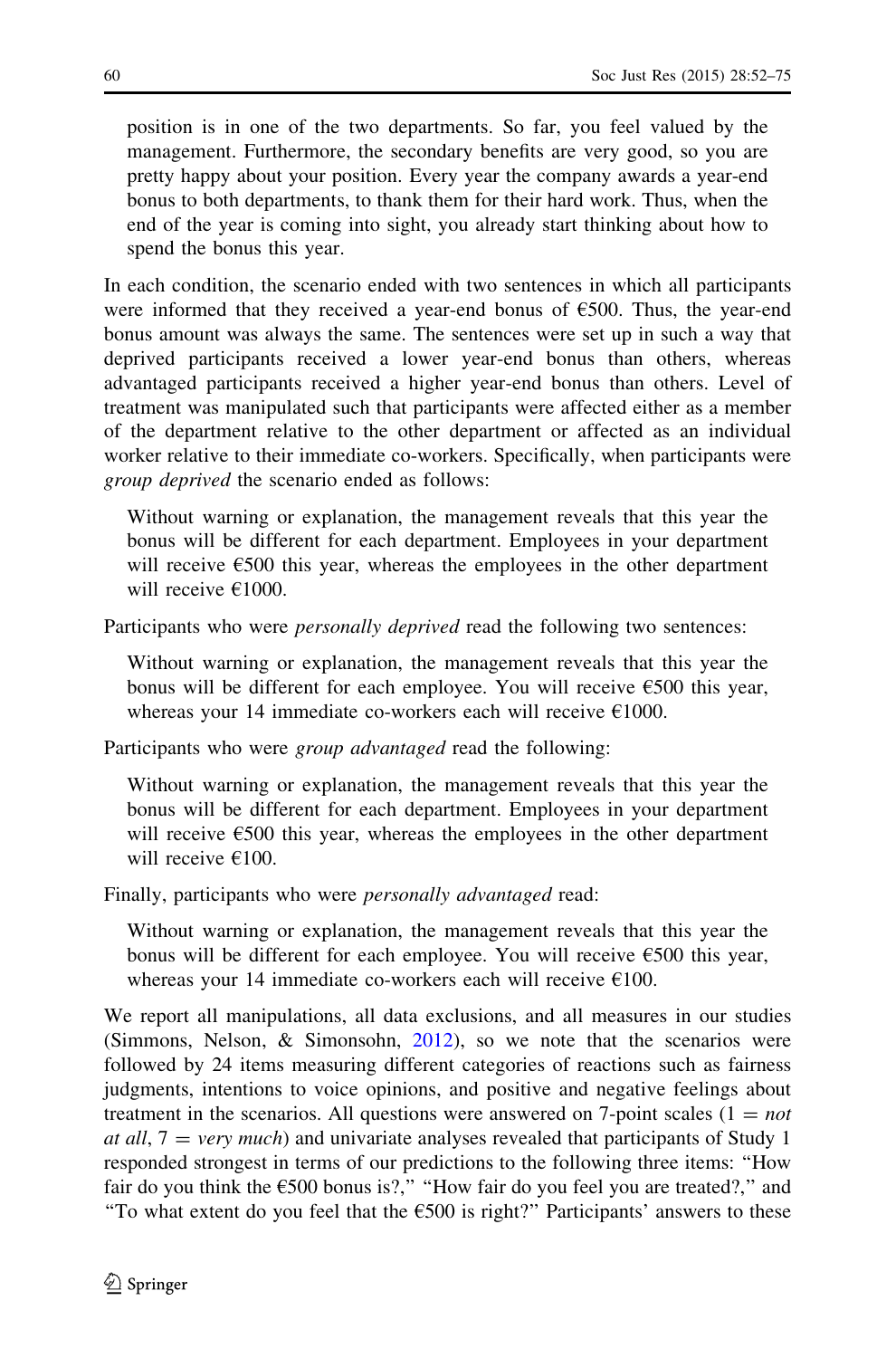> position is in one of the two departments. So far, you feel valued by the management. Furthermore, the secondary benefits are very good, so you are pretty happy about your position. Every year the company awards a year-end bonus to both departments, to thank them for their hard work. Thus, when the end of the year is coming into sight, you already start thinking about how to spend the bonus this year.

In each condition, the scenario ended with two sentences in which all participants were informed that they received a year-end bonus of €500. Thus, the year-end bonus amount was always the same. The sentences were set up in such a way that deprived participants received a lower year-end bonus than others, whereas advantaged participants received a higher year-end bonus than others. Level of treatment was manipulated such that participants were affected either as a member of the department relative to the other department or affected as an individual worker relative to their immediate co-workers. Specifically, when participants were *group deprived* the scenario ended as follows:

> Without warning or explanation, the management reveals that this year the bonus will be different for each department. Employees in your department will receive €500 this year, whereas the employees in the other department will receive €1000.

Participants who were *personally deprived* read the following two sentences:

> Without warning or explanation, the management reveals that this year the bonus will be different for each employee. You will receive €500 this year, whereas your 14 immediate co-workers each will receive €1000.

Participants who were *group advantaged* read the following:

> Without warning or explanation, the management reveals that this year the bonus will be different for each department. Employees in your department will receive €500 this year, whereas the employees in the other department will receive €100.

Finally, participants who were *personally advantaged* read:

> Without warning or explanation, the management reveals that this year the bonus will be different for each employee. You will receive €500 this year, whereas your 14 immediate co-workers each will receive €100.

We report all manipulations, all data exclusions, and all measures in our studies (Simmons, Nelson, & Simonsohn, 2012), so we note that the scenarios were followed by 24 items measuring different categories of reactions such as fairness judgments, intentions to voice opinions, and positive and negative feelings about treatment in the scenarios. All questions were answered on 7-point scales ($1 =$ *not at all*, $7 =$ *very much*) and univariate analyses revealed that participants of Study 1 responded strongest in terms of our predictions to the following three items: "How fair do you think the €500 bonus is?," "How fair do you feel you are treated?," and "To what extent do you feel that the €500 is right?" Participants' answers to these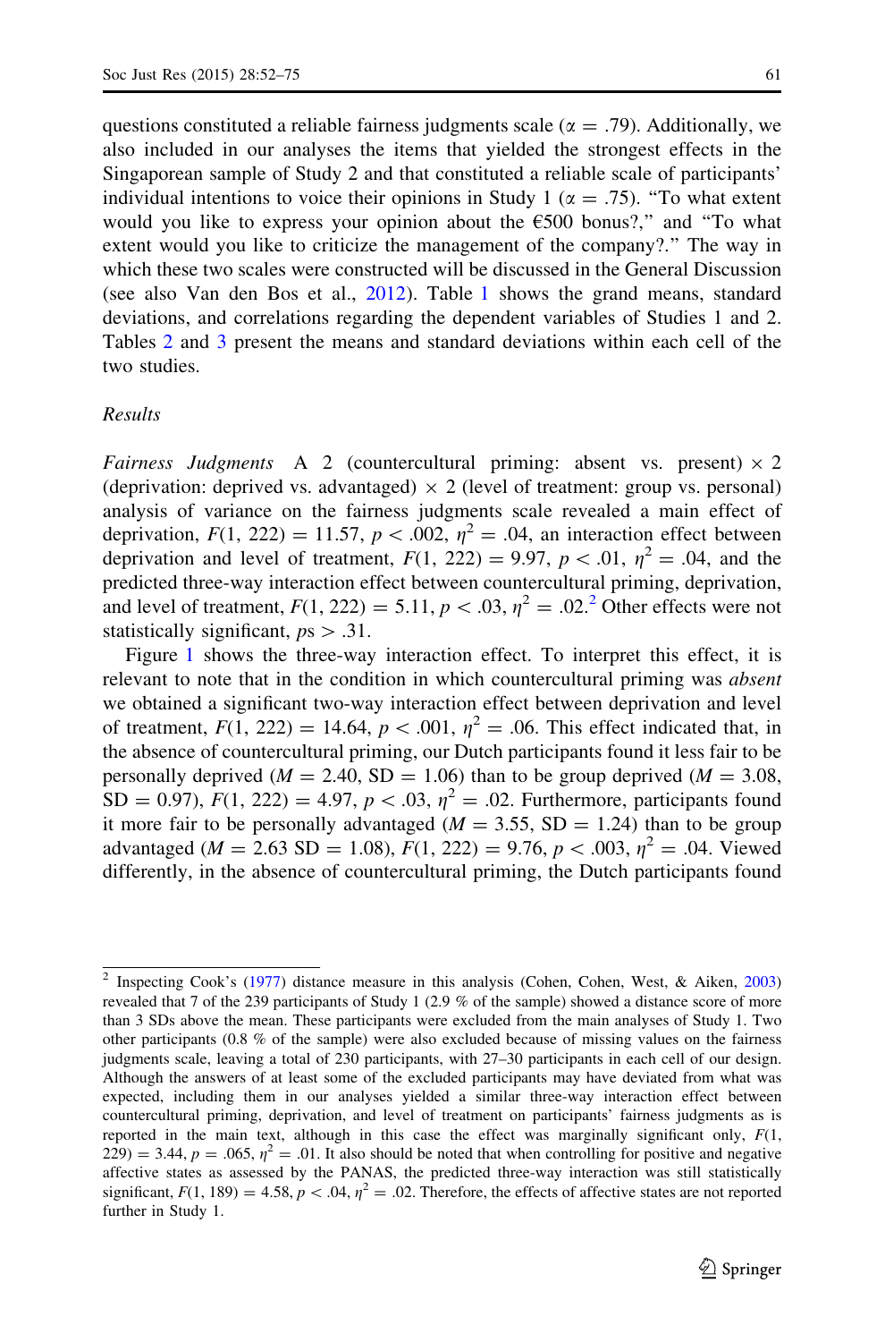questions constituted a reliable fairness judgments scale ($\alpha = .79$). Additionally, we also included in our analyses the items that yielded the strongest effects in the Singaporean sample of Study 2 and that constituted a reliable scale of participants' individual intentions to voice their opinions in Study 1 ($\alpha = .75$). "To what extent would you like to express your opinion about the €500 bonus?," and "To what extent would you like to criticize the management of the company?." The way in which these two scales were constructed will be discussed in the General Discussion (see also Van den Bos et al., 2012). Table 1 shows the grand means, standard deviations, and correlations regarding the dependent variables of Studies 1 and 2. Tables 2 and 3 present the means and standard deviations within each cell of the two studies.

*Results*

*Fairness Judgments* A 2 (countercultural priming: absent vs. present) × 2 (deprivation: deprived vs. advantaged) × 2 (level of treatment: group vs. personal) analysis of variance on the fairness judgments scale revealed a main effect of deprivation, $F(1, 222) = 11.57$, $p < .002$, $\eta^2 = .04$, an interaction effect between deprivation and level of treatment, $F(1, 222) = 9.97$, $p < .01$, $\eta^2 = .04$, and the predicted three-way interaction effect between countercultural priming, deprivation, and level of treatment, $F(1, 222) = 5.11$, $p < .03$, $\eta^2 = .02$.[2] Other effects were not statistically significant, $ps > .31$.

Figure 1 shows the three-way interaction effect. To interpret this effect, it is relevant to note that in the condition in which countercultural priming was *absent* we obtained a significant two-way interaction effect between deprivation and level of treatment, $F(1, 222) = 14.64$, $p < .001$, $\eta^2 = .06$. This effect indicated that, in the absence of countercultural priming, our Dutch participants found it less fair to be personally deprived ($M = 2.40$, $SD = 1.06$) than to be group deprived ($M = 3.08$, $SD = 0.97$), $F(1, 222) = 4.97$, $p < .03$, $\eta^2 = .02$. Furthermore, participants found it more fair to be personally advantaged ($M = 3.55$, $SD = 1.24$) than to be group advantaged ($M = 2.63$ $SD = 1.08$), $F(1, 222) = 9.76$, $p < .003$, $\eta^2 = .04$. Viewed differently, in the absence of countercultural priming, the Dutch participants found

---

[2] Inspecting Cook's (1977) distance measure in this analysis (Cohen, Cohen, West, & Aiken, 2003) revealed that 7 of the 239 participants of Study 1 (2.9 % of the sample) showed a distance score of more than 3 SDs above the mean. These participants were excluded from the main analyses of Study 1. Two other participants (0.8 % of the sample) were also excluded because of missing values on the fairness judgments scale, leaving a total of 230 participants, with 27–30 participants in each cell of our design. Although the answers of at least some of the excluded participants may have deviated from what was expected, including them in our analyses yielded a similar three-way interaction effect between countercultural priming, deprivation, and level of treatment on participants' fairness judgments as is reported in the main text, although in this case the effect was marginally significant only, $F(1, 229) = 3.44$, $p = .065$, $\eta^2 = .01$. It also should be noted that when controlling for positive and negative affective states as assessed by the PANAS, the predicted three-way interaction was still statistically significant, $F(1, 189) = 4.58$, $p < .04$, $\eta^2 = .02$. Therefore, the effects of affective states are not reported further in Study 1.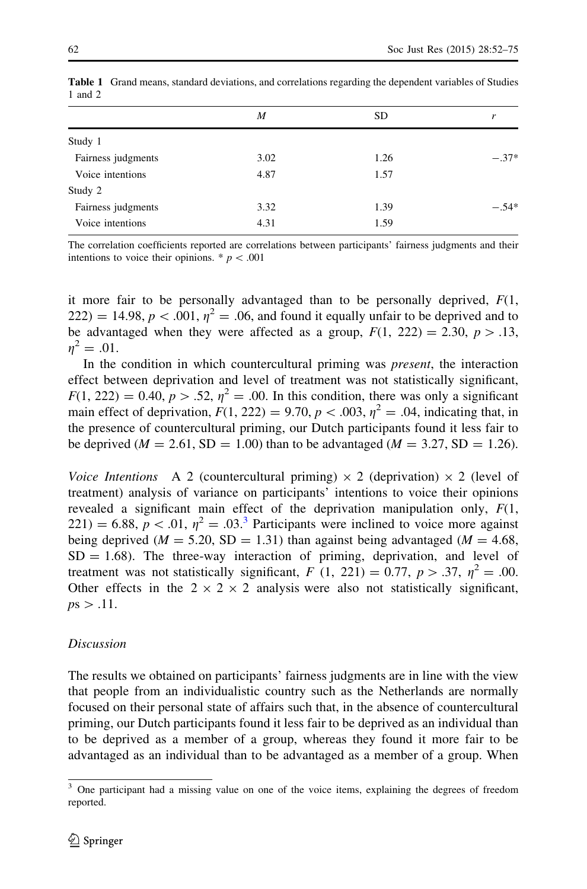**Table 1** Grand means, standard deviations, and correlations regarding the dependent variables of Studies 1 and 2

| | *M* | SD | *r* |
|---|---|---|---|
| Study 1 | | | |
| Fairness judgments | 3.02 | 1.26 | −.37* |
| Voice intentions | 4.87 | 1.57 | |
| Study 2 | | | |
| Fairness judgments | 3.32 | 1.39 | −.54* |
| Voice intentions | 4.31 | 1.59 | |

The correlation coefficients reported are correlations between participants' fairness judgments and their intentions to voice their opinions. * $p < .001$

it more fair to be personally advantaged than to be personally deprived, $F(1, 222) = 14.98$, $p < .001$, $\eta^2 = .06$, and found it equally unfair to be deprived and to be advantaged when they were affected as a group, $F(1, 222) = 2.30$, $p > .13$, $\eta^2 = .01$.

In the condition in which countercultural priming was *present*, the interaction effect between deprivation and level of treatment was not statistically significant, $F(1, 222) = 0.40$, $p > .52$, $\eta^2 = .00$. In this condition, there was only a significant main effect of deprivation, $F(1, 222) = 9.70$, $p < .003$, $\eta^2 = .04$, indicating that, in the presence of countercultural priming, our Dutch participants found it less fair to be deprived ($M = 2.61$, $\mathrm{SD} = 1.00$) than to be advantaged ($M = 3.27$, $\mathrm{SD} = 1.26$).

*Voice Intentions* A 2 (countercultural priming) × 2 (deprivation) × 2 (level of treatment) analysis of variance on participants' intentions to voice their opinions revealed a significant main effect of the deprivation manipulation only, $F(1, 221) = 6.88$, $p < .01$, $\eta^2 = .03$.[3] Participants were inclined to voice more against being deprived ($M = 5.20$, $\mathrm{SD} = 1.31$) than against being advantaged ($M = 4.68$, $\mathrm{SD} = 1.68$). The three-way interaction of priming, deprivation, and level of treatment was not statistically significant, $F(1, 221) = 0.77$, $p > .37$, $\eta^2 = .00$. Other effects in the 2 × 2 × 2 analysis were also not statistically significant, $ps > .11$.

### Discussion

The results we obtained on participants' fairness judgments are in line with the view that people from an individualistic country such as the Netherlands are normally focused on their personal state of affairs such that, in the absence of countercultural priming, our Dutch participants found it less fair to be deprived as an individual than to be deprived as a member of a group, whereas they found it more fair to be advantaged as an individual than to be advantaged as a member of a group. When

[3] One participant had a missing value on one of the voice items, explaining the degrees of freedom reported.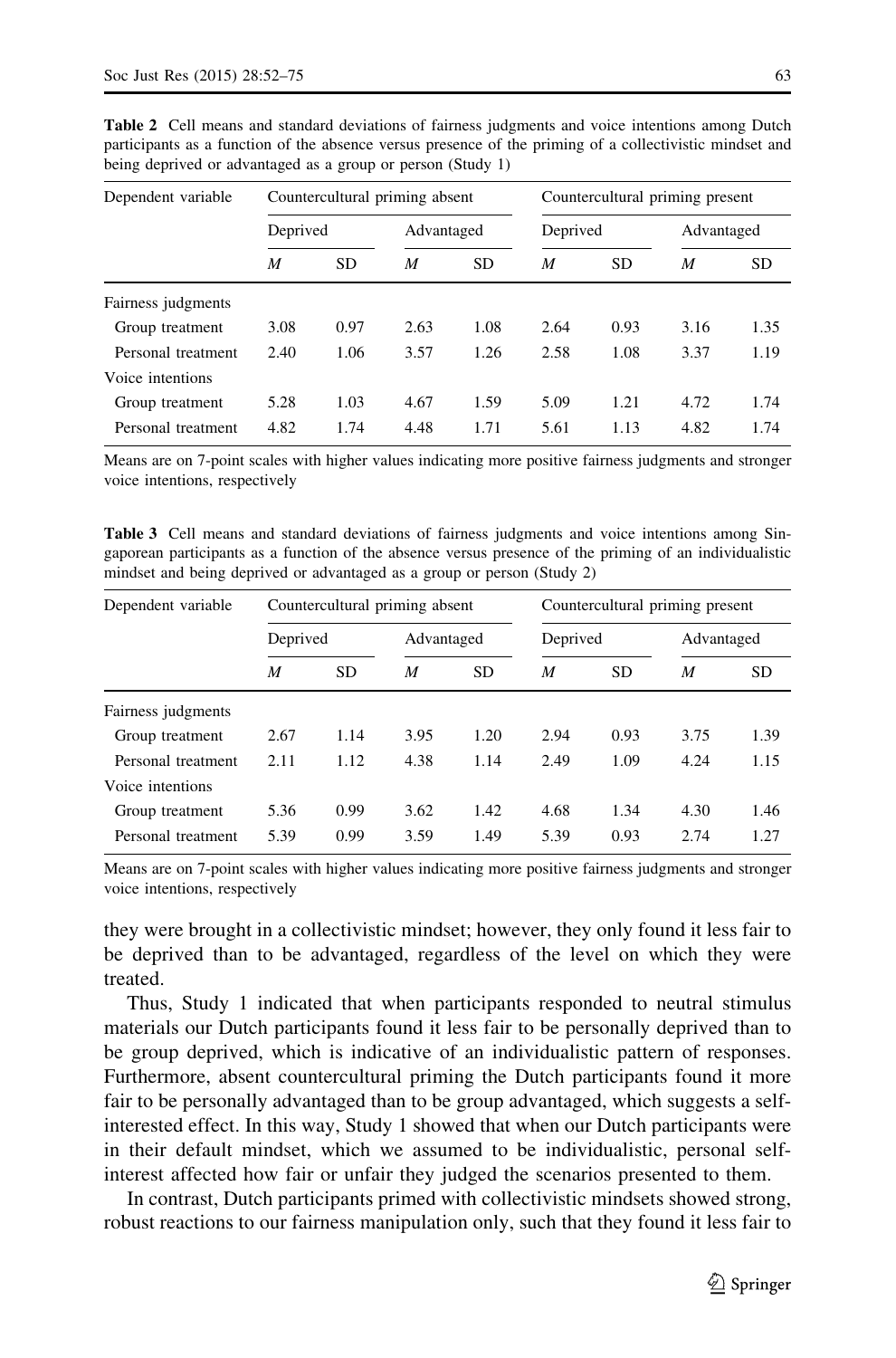**Table 2** Cell means and standard deviations of fairness judgments and voice intentions among Dutch participants as a function of the absence versus presence of the priming of a collectivistic mindset and being deprived or advantaged as a group or person (Study 1)

| Dependent variable | Countercultural priming absent | | | | Countercultural priming present | | | |
|---|---|---|---|---|---|---|---|---|
| | Deprived | | Advantaged | | Deprived | | Advantaged | |
| | *M* | SD | *M* | SD | *M* | SD | *M* | SD |
| Fairness judgments | | | | | | | | |
| Group treatment | 3.08 | 0.97 | 2.63 | 1.08 | 2.64 | 0.93 | 3.16 | 1.35 |
| Personal treatment | 2.40 | 1.06 | 3.57 | 1.26 | 2.58 | 1.08 | 3.37 | 1.19 |
| Voice intentions | | | | | | | | |
| Group treatment | 5.28 | 1.03 | 4.67 | 1.59 | 5.09 | 1.21 | 4.72 | 1.74 |
| Personal treatment | 4.82 | 1.74 | 4.48 | 1.71 | 5.61 | 1.13 | 4.82 | 1.74 |

Means are on 7-point scales with higher values indicating more positive fairness judgments and stronger voice intentions, respectively

**Table 3** Cell means and standard deviations of fairness judgments and voice intentions among Singaporean participants as a function of the absence versus presence of the priming of an individualistic mindset and being deprived or advantaged as a group or person (Study 2)

| Dependent variable | Countercultural priming absent | | | | Countercultural priming present | | | |
|---|---|---|---|---|---|---|---|---|
| | Deprived | | Advantaged | | Deprived | | Advantaged | |
| | *M* | SD | *M* | SD | *M* | SD | *M* | SD |
| Fairness judgments | | | | | | | | |
| Group treatment | 2.67 | 1.14 | 3.95 | 1.20 | 2.94 | 0.93 | 3.75 | 1.39 |
| Personal treatment | 2.11 | 1.12 | 4.38 | 1.14 | 2.49 | 1.09 | 4.24 | 1.15 |
| Voice intentions | | | | | | | | |
| Group treatment | 5.36 | 0.99 | 3.62 | 1.42 | 4.68 | 1.34 | 4.30 | 1.46 |
| Personal treatment | 5.39 | 0.99 | 3.59 | 1.49 | 5.39 | 0.93 | 2.74 | 1.27 |

Means are on 7-point scales with higher values indicating more positive fairness judgments and stronger voice intentions, respectively

they were brought in a collectivistic mindset; however, they only found it less fair to be deprived than to be advantaged, regardless of the level on which they were treated.

Thus, Study 1 indicated that when participants responded to neutral stimulus materials our Dutch participants found it less fair to be personally deprived than to be group deprived, which is indicative of an individualistic pattern of responses. Furthermore, absent countercultural priming the Dutch participants found it more fair to be personally advantaged than to be group advantaged, which suggests a self-interested effect. In this way, Study 1 showed that when our Dutch participants were in their default mindset, which we assumed to be individualistic, personal self-interest affected how fair or unfair they judged the scenarios presented to them.

In contrast, Dutch participants primed with collectivistic mindsets showed strong, robust reactions to our fairness manipulation only, such that they found it less fair to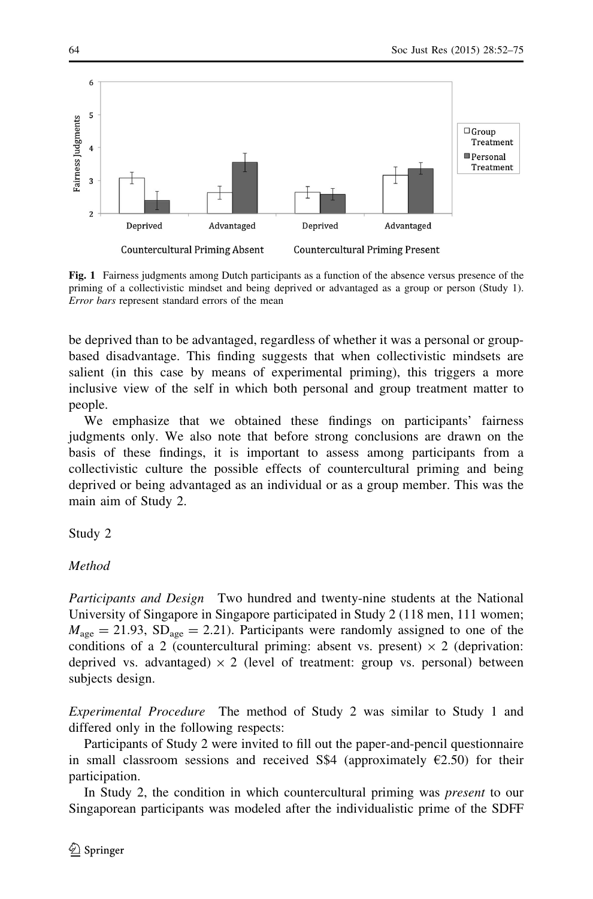**Fig. 1** Fairness judgments among Dutch participants as a function of the absence versus presence of the priming of a collectivistic mindset and being deprived or advantaged as a group or person (Study 1). *Error bars* represent standard errors of the mean

be deprived than to be advantaged, regardless of whether it was a personal or group-based disadvantage. This finding suggests that when collectivistic mindsets are salient (in this case by means of experimental priming), this triggers a more inclusive view of the self in which both personal and group treatment matter to people.

We emphasize that we obtained these findings on participants' fairness judgments only. We also note that before strong conclusions are drawn on the basis of these findings, it is important to assess among participants from a collectivistic culture the possible effects of countercultural priming and being deprived or being advantaged as an individual or as a group member. This was the main aim of Study 2.

## Study 2

### *Method*

*Participants and Design* Two hundred and twenty-nine students at the National University of Singapore in Singapore participated in Study 2 (118 men, 111 women; $M_{age} = 21.93$, $SD_{age} = 2.21$). Participants were randomly assigned to one of the conditions of a 2 (countercultural priming: absent vs. present) × 2 (deprivation: deprived vs. advantaged) × 2 (level of treatment: group vs. personal) between subjects design.

*Experimental Procedure* The method of Study 2 was similar to Study 1 and differed only in the following respects:

Participants of Study 2 were invited to fill out the paper-and-pencil questionnaire in small classroom sessions and received S$4 (approximately €2.50) for their participation.

In Study 2, the condition in which countercultural priming was *present* to our Singaporean participants was modeled after the individualistic prime of the SDFF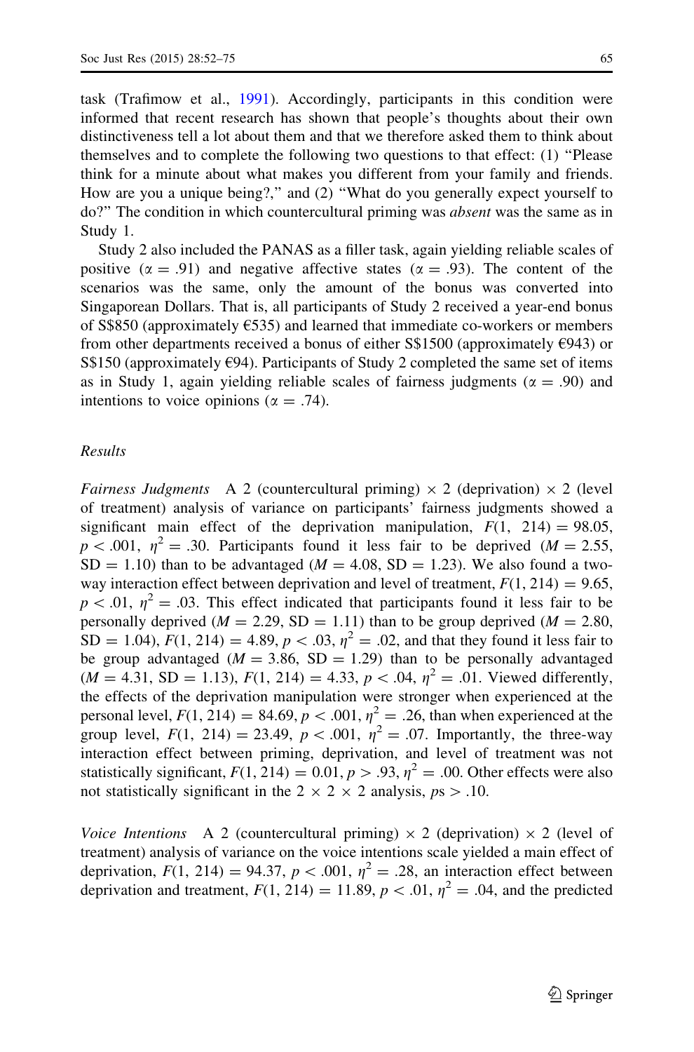task (Trafimow et al., 1991). Accordingly, participants in this condition were informed that recent research has shown that people's thoughts about their own distinctiveness tell a lot about them and that we therefore asked them to think about themselves and to complete the following two questions to that effect: (1) "Please think for a minute about what makes you different from your family and friends. How are you a unique being?," and (2) "What do you generally expect yourself to do?" The condition in which countercultural priming was *absent* was the same as in Study 1.

Study 2 also included the PANAS as a filler task, again yielding reliable scales of positive ($\alpha = .91$) and negative affective states ($\alpha = .93$). The content of the scenarios was the same, only the amount of the bonus was converted into Singaporean Dollars. That is, all participants of Study 2 received a year-end bonus of S\$850 (approximately €535) and learned that immediate co-workers or members from other departments received a bonus of either S\$1500 (approximately €943) or S\$150 (approximately €94). Participants of Study 2 completed the same set of items as in Study 1, again yielding reliable scales of fairness judgments ($\alpha = .90$) and intentions to voice opinions ($\alpha = .74$).

### *Results*

*Fairness Judgments* A 2 (countercultural priming) $\times$ 2 (deprivation) $\times$ 2 (level of treatment) analysis of variance on participants' fairness judgments showed a significant main effect of the deprivation manipulation, $F(1, 214) = 98.05$, $p < .001$, $\eta^2 = .30$. Participants found it less fair to be deprived ($M = 2.55$, $SD = 1.10$) than to be advantaged ($M = 4.08$, $SD = 1.23$). We also found a two-way interaction effect between deprivation and level of treatment, $F(1, 214) = 9.65$, $p < .01$, $\eta^2 = .03$. This effect indicated that participants found it less fair to be personally deprived ($M = 2.29$, $SD = 1.11$) than to be group deprived ($M = 2.80$, $SD = 1.04$), $F(1, 214) = 4.89$, $p < .03$, $\eta^2 = .02$, and that they found it less fair to be group advantaged ($M = 3.86$, $SD = 1.29$) than to be personally advantaged ($M = 4.31$, $SD = 1.13$), $F(1, 214) = 4.33$, $p < .04$, $\eta^2 = .01$. Viewed differently, the effects of the deprivation manipulation were stronger when experienced at the personal level, $F(1, 214) = 84.69$, $p < .001$, $\eta^2 = .26$, than when experienced at the group level, $F(1, 214) = 23.49$, $p < .001$, $\eta^2 = .07$. Importantly, the three-way interaction effect between priming, deprivation, and level of treatment was not statistically significant, $F(1, 214) = 0.01$, $p > .93$, $\eta^2 = .00$. Other effects were also not statistically significant in the 2 $\times$ 2 $\times$ 2 analysis, $ps > .10$.

*Voice Intentions* A 2 (countercultural priming) $\times$ 2 (deprivation) $\times$ 2 (level of treatment) analysis of variance on the voice intentions scale yielded a main effect of deprivation, $F(1, 214) = 94.37$, $p < .001$, $\eta^2 = .28$, an interaction effect between deprivation and treatment, $F(1, 214) = 11.89$, $p < .01$, $\eta^2 = .04$, and the predicted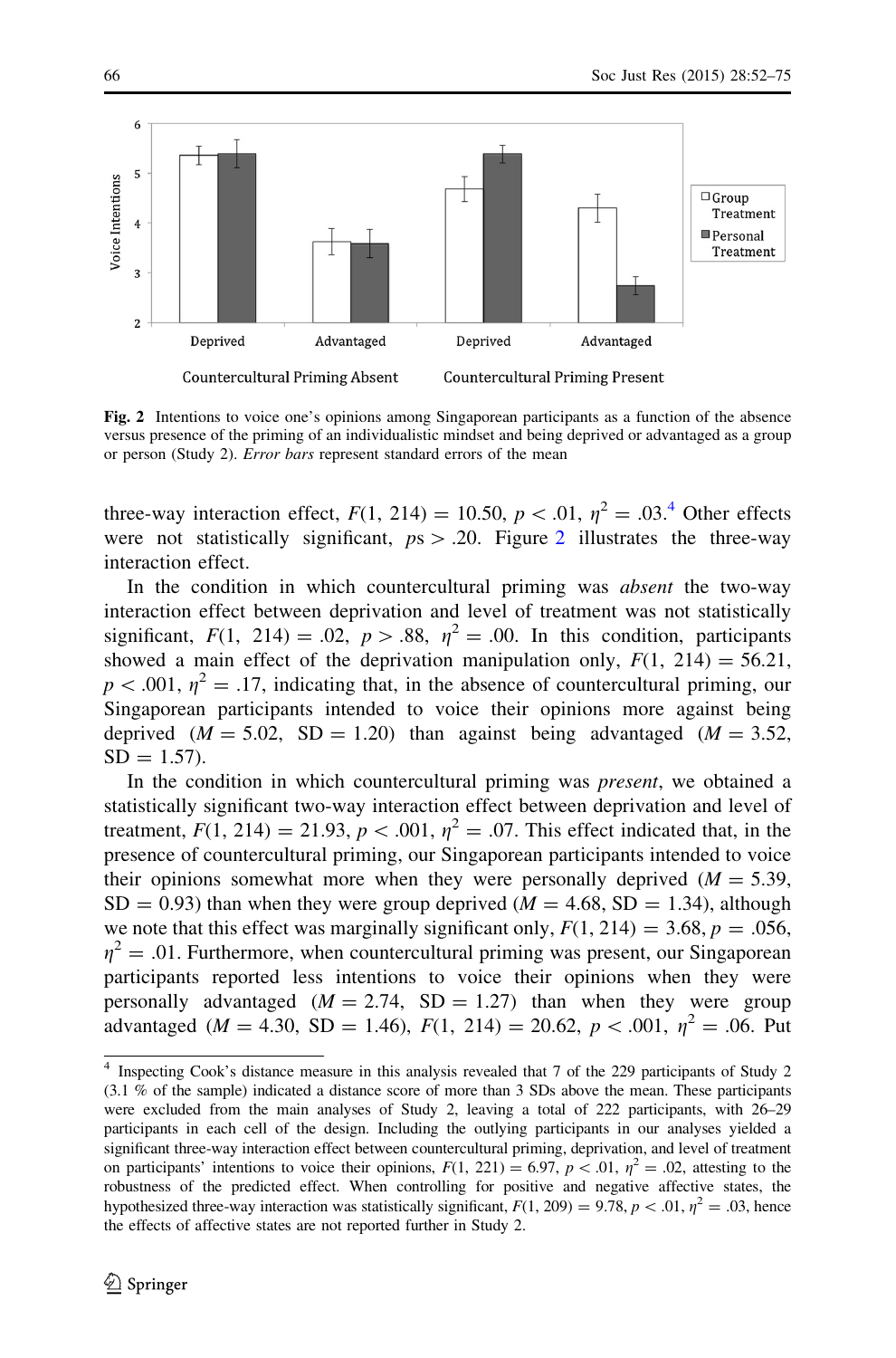Fig. 2 Intentions to voice one's opinions among Singaporean participants as a function of the absence versus presence of the priming of an individualistic mindset and being deprived or advantaged as a group or person (Study 2). *Error bars* represent standard errors of the mean

three-way interaction effect, $F(1, 214) = 10.50$, $p < .01$, $\eta^2 = .03$.[4] Other effects were not statistically significant, $ps > .20$. Figure 2 illustrates the three-way interaction effect.

In the condition in which countercultural priming was *absent* the two-way interaction effect between deprivation and level of treatment was not statistically significant, $F(1, 214) = .02$, $p > .88$, $\eta^2 = .00$. In this condition, participants showed a main effect of the deprivation manipulation only, $F(1, 214) = 56.21$, $p < .001$, $\eta^2 = .17$, indicating that, in the absence of countercultural priming, our Singaporean participants intended to voice their opinions more against being deprived ($M = 5.02$, $SD = 1.20$) than against being advantaged ($M = 3.52$, $SD = 1.57$).

In the condition in which countercultural priming was *present*, we obtained a statistically significant two-way interaction effect between deprivation and level of treatment, $F(1, 214) = 21.93$, $p < .001$, $\eta^2 = .07$. This effect indicated that, in the presence of countercultural priming, our Singaporean participants intended to voice their opinions somewhat more when they were personally deprived ($M = 5.39$, $SD = 0.93$) than when they were group deprived ($M = 4.68$, $SD = 1.34$), although we note that this effect was marginally significant only, $F(1, 214) = 3.68$, $p = .056$, $\eta^2 = .01$. Furthermore, when countercultural priming was present, our Singaporean participants reported less intentions to voice their opinions when they were personally advantaged ($M = 2.74$, $SD = 1.27$) than when they were group advantaged ($M = 4.30$, $SD = 1.46$), $F(1, 214) = 20.62$, $p < .001$, $\eta^2 = .06$. Put

[4] Inspecting Cook's distance measure in this analysis revealed that 7 of the 229 participants of Study 2 (3.1 % of the sample) indicated a distance score of more than 3 SDs above the mean. These participants were excluded from the main analyses of Study 2, leaving a total of 222 participants, with 26–29 participants in each cell of the design. Including the outlying participants in our analyses yielded a significant three-way interaction effect between countercultural priming, deprivation, and level of treatment on participants' intentions to voice their opinions, $F(1, 221) = 6.97$, $p < .01$, $\eta^2 = .02$, attesting to the robustness of the predicted effect. When controlling for positive and negative affective states, the hypothesized three-way interaction was statistically significant, $F(1, 209) = 9.78$, $p < .01$, $\eta^2 = .03$, hence the effects of affective states are not reported further in Study 2.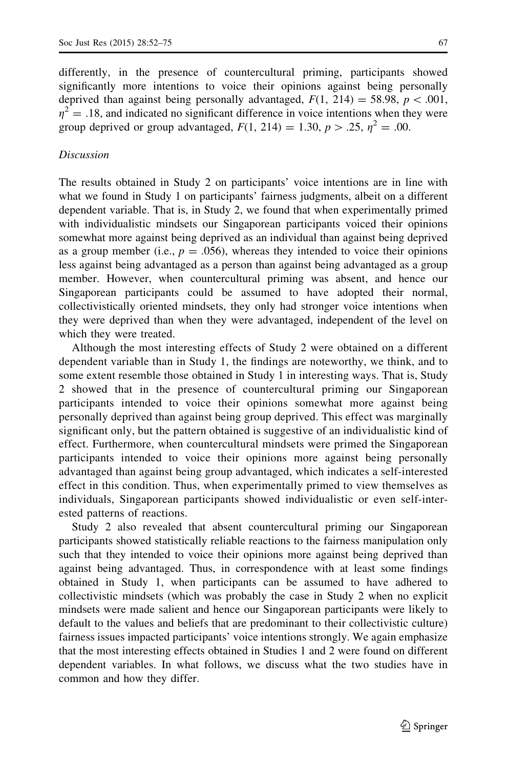differently, in the presence of countercultural priming, participants showed significantly more intentions to voice their opinions against being personally deprived than against being personally advantaged, $F(1, 214) = 58.98$, $p < .001$, $\eta^2 = .18$, and indicated no significant difference in voice intentions when they were group deprived or group advantaged, $F(1, 214) = 1.30$, $p > .25$, $\eta^2 = .00$.

### *Discussion*

The results obtained in Study 2 on participants' voice intentions are in line with what we found in Study 1 on participants' fairness judgments, albeit on a different dependent variable. That is, in Study 2, we found that when experimentally primed with individualistic mindsets our Singaporean participants voiced their opinions somewhat more against being deprived as an individual than against being deprived as a group member (i.e., $p = .056$), whereas they intended to voice their opinions less against being advantaged as a person than against being advantaged as a group member. However, when countercultural priming was absent, and hence our Singaporean participants could be assumed to have adopted their normal, collectivistically oriented mindsets, they only had stronger voice intentions when they were deprived than when they were advantaged, independent of the level on which they were treated.

Although the most interesting effects of Study 2 were obtained on a different dependent variable than in Study 1, the findings are noteworthy, we think, and to some extent resemble those obtained in Study 1 in interesting ways. That is, Study 2 showed that in the presence of countercultural priming our Singaporean participants intended to voice their opinions somewhat more against being personally deprived than against being group deprived. This effect was marginally significant only, but the pattern obtained is suggestive of an individualistic kind of effect. Furthermore, when countercultural mindsets were primed the Singaporean participants intended to voice their opinions more against being personally advantaged than against being group advantaged, which indicates a self-interested effect in this condition. Thus, when experimentally primed to view themselves as individuals, Singaporean participants showed individualistic or even self-interested patterns of reactions.

Study 2 also revealed that absent countercultural priming our Singaporean participants showed statistically reliable reactions to the fairness manipulation only such that they intended to voice their opinions more against being deprived than against being advantaged. Thus, in correspondence with at least some findings obtained in Study 1, when participants can be assumed to have adhered to collectivistic mindsets (which was probably the case in Study 2 when no explicit mindsets were made salient and hence our Singaporean participants were likely to default to the values and beliefs that are predominant to their collectivistic culture) fairness issues impacted participants' voice intentions strongly. We again emphasize that the most interesting effects obtained in Studies 1 and 2 were found on different dependent variables. In what follows, we discuss what the two studies have in common and how they differ.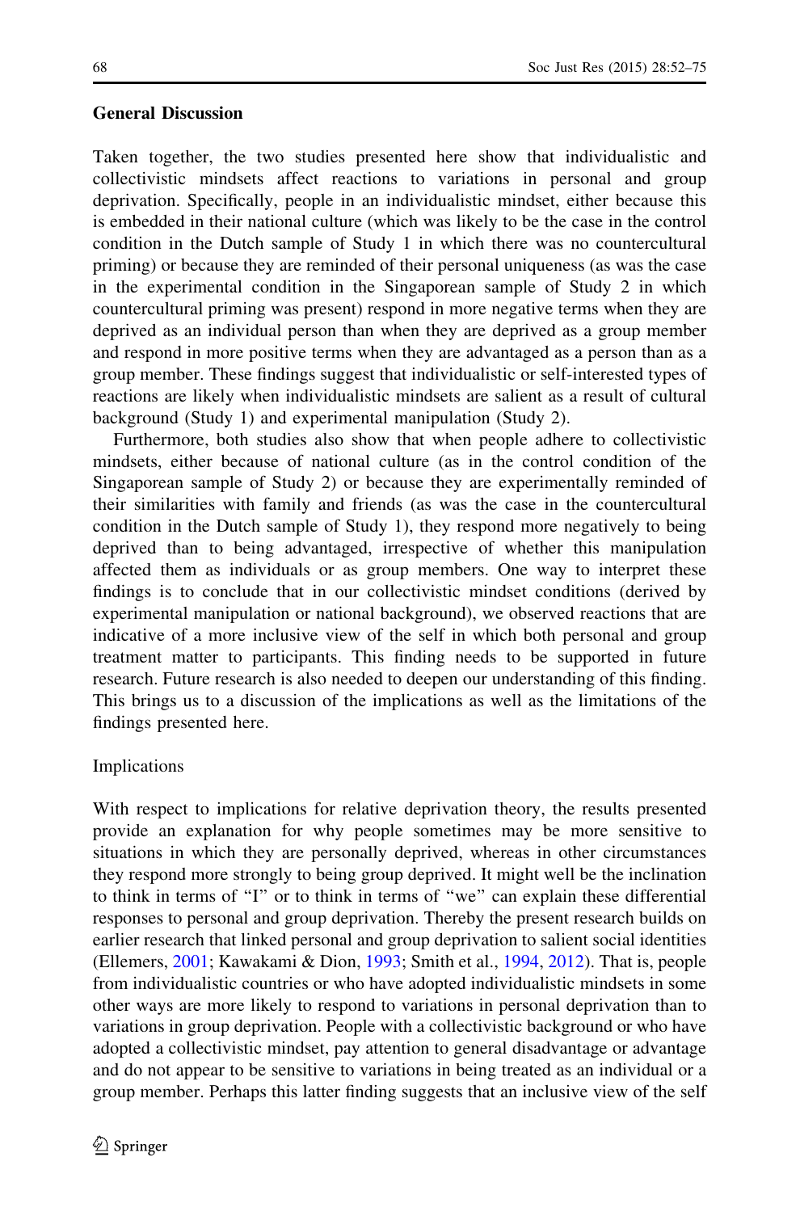## General Discussion

Taken together, the two studies presented here show that individualistic and collectivistic mindsets affect reactions to variations in personal and group deprivation. Specifically, people in an individualistic mindset, either because this is embedded in their national culture (which was likely to be the case in the control condition in the Dutch sample of Study 1 in which there was no countercultural priming) or because they are reminded of their personal uniqueness (as was the case in the experimental condition in the Singaporean sample of Study 2 in which countercultural priming was present) respond in more negative terms when they are deprived as an individual person than when they are deprived as a group member and respond in more positive terms when they are advantaged as a person than as a group member. These findings suggest that individualistic or self-interested types of reactions are likely when individualistic mindsets are salient as a result of cultural background (Study 1) and experimental manipulation (Study 2).

Furthermore, both studies also show that when people adhere to collectivistic mindsets, either because of national culture (as in the control condition of the Singaporean sample of Study 2) or because they are experimentally reminded of their similarities with family and friends (as was the case in the countercultural condition in the Dutch sample of Study 1), they respond more negatively to being deprived than to being advantaged, irrespective of whether this manipulation affected them as individuals or as group members. One way to interpret these findings is to conclude that in our collectivistic mindset conditions (derived by experimental manipulation or national background), we observed reactions that are indicative of a more inclusive view of the self in which both personal and group treatment matter to participants. This finding needs to be supported in future research. Future research is also needed to deepen our understanding of this finding. This brings us to a discussion of the implications as well as the limitations of the findings presented here.

### Implications

With respect to implications for relative deprivation theory, the results presented provide an explanation for why people sometimes may be more sensitive to situations in which they are personally deprived, whereas in other circumstances they respond more strongly to being group deprived. It might well be the inclination to think in terms of "I" or to think in terms of "we" can explain these differential responses to personal and group deprivation. Thereby the present research builds on earlier research that linked personal and group deprivation to salient social identities (Ellemers, 2001; Kawakami & Dion, 1993; Smith et al., 1994, 2012). That is, people from individualistic countries or who have adopted individualistic mindsets in some other ways are more likely to respond to variations in personal deprivation than to variations in group deprivation. People with a collectivistic background or who have adopted a collectivistic mindset, pay attention to general disadvantage or advantage and do not appear to be sensitive to variations in being treated as an individual or a group member. Perhaps this latter finding suggests that an inclusive view of the self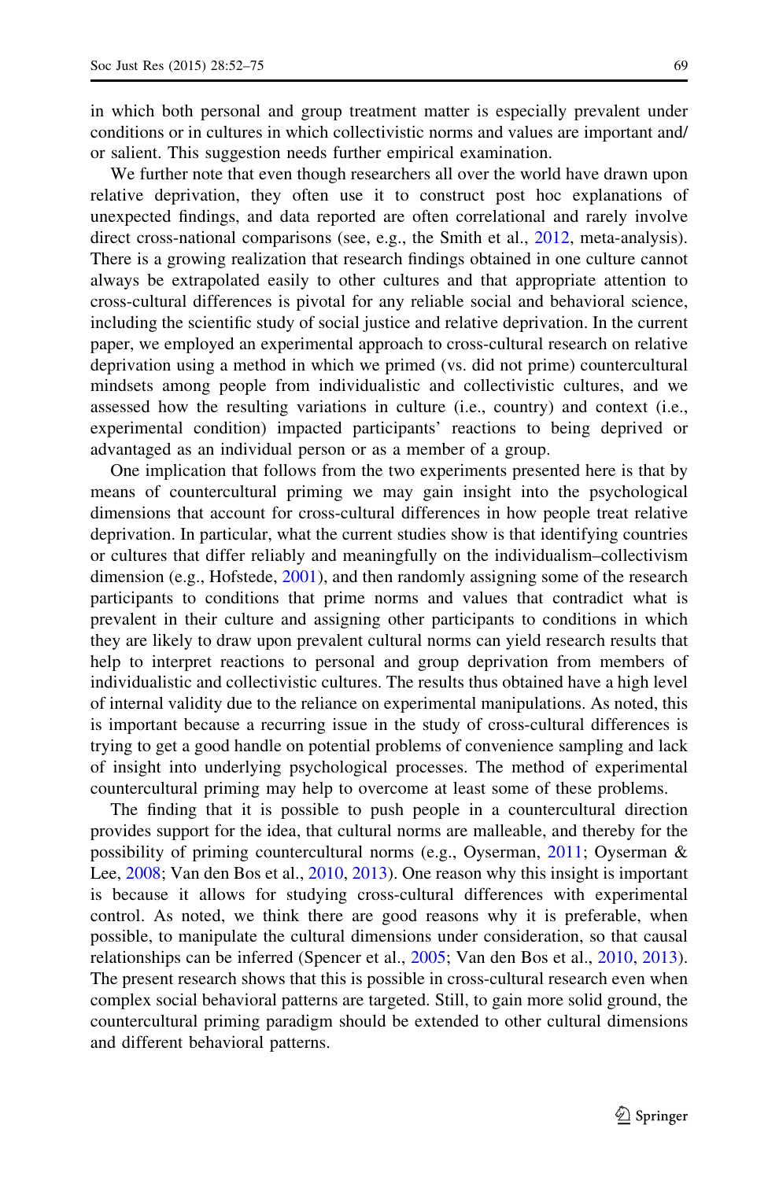in which both personal and group treatment matter is especially prevalent under conditions or in cultures in which collectivistic norms and values are important and/or salient. This suggestion needs further empirical examination.

We further note that even though researchers all over the world have drawn upon relative deprivation, they often use it to construct post hoc explanations of unexpected findings, and data reported are often correlational and rarely involve direct cross-national comparisons (see, e.g., the Smith et al., 2012, meta-analysis). There is a growing realization that research findings obtained in one culture cannot always be extrapolated easily to other cultures and that appropriate attention to cross-cultural differences is pivotal for any reliable social and behavioral science, including the scientific study of social justice and relative deprivation. In the current paper, we employed an experimental approach to cross-cultural research on relative deprivation using a method in which we primed (vs. did not prime) countercultural mindsets among people from individualistic and collectivistic cultures, and we assessed how the resulting variations in culture (i.e., country) and context (i.e., experimental condition) impacted participants' reactions to being deprived or advantaged as an individual person or as a member of a group.

One implication that follows from the two experiments presented here is that by means of countercultural priming we may gain insight into the psychological dimensions that account for cross-cultural differences in how people treat relative deprivation. In particular, what the current studies show is that identifying countries or cultures that differ reliably and meaningfully on the individualism–collectivism dimension (e.g., Hofstede, 2001), and then randomly assigning some of the research participants to conditions that prime norms and values that contradict what is prevalent in their culture and assigning other participants to conditions in which they are likely to draw upon prevalent cultural norms can yield research results that help to interpret reactions to personal and group deprivation from members of individualistic and collectivistic cultures. The results thus obtained have a high level of internal validity due to the reliance on experimental manipulations. As noted, this is important because a recurring issue in the study of cross-cultural differences is trying to get a good handle on potential problems of convenience sampling and lack of insight into underlying psychological processes. The method of experimental countercultural priming may help to overcome at least some of these problems.

The finding that it is possible to push people in a countercultural direction provides support for the idea, that cultural norms are malleable, and thereby for the possibility of priming countercultural norms (e.g., Oyserman, 2011; Oyserman & Lee, 2008; Van den Bos et al., 2010, 2013). One reason why this insight is important is because it allows for studying cross-cultural differences with experimental control. As noted, we think there are good reasons why it is preferable, when possible, to manipulate the cultural dimensions under consideration, so that causal relationships can be inferred (Spencer et al., 2005; Van den Bos et al., 2010, 2013). The present research shows that this is possible in cross-cultural research even when complex social behavioral patterns are targeted. Still, to gain more solid ground, the countercultural priming paradigm should be extended to other cultural dimensions and different behavioral patterns.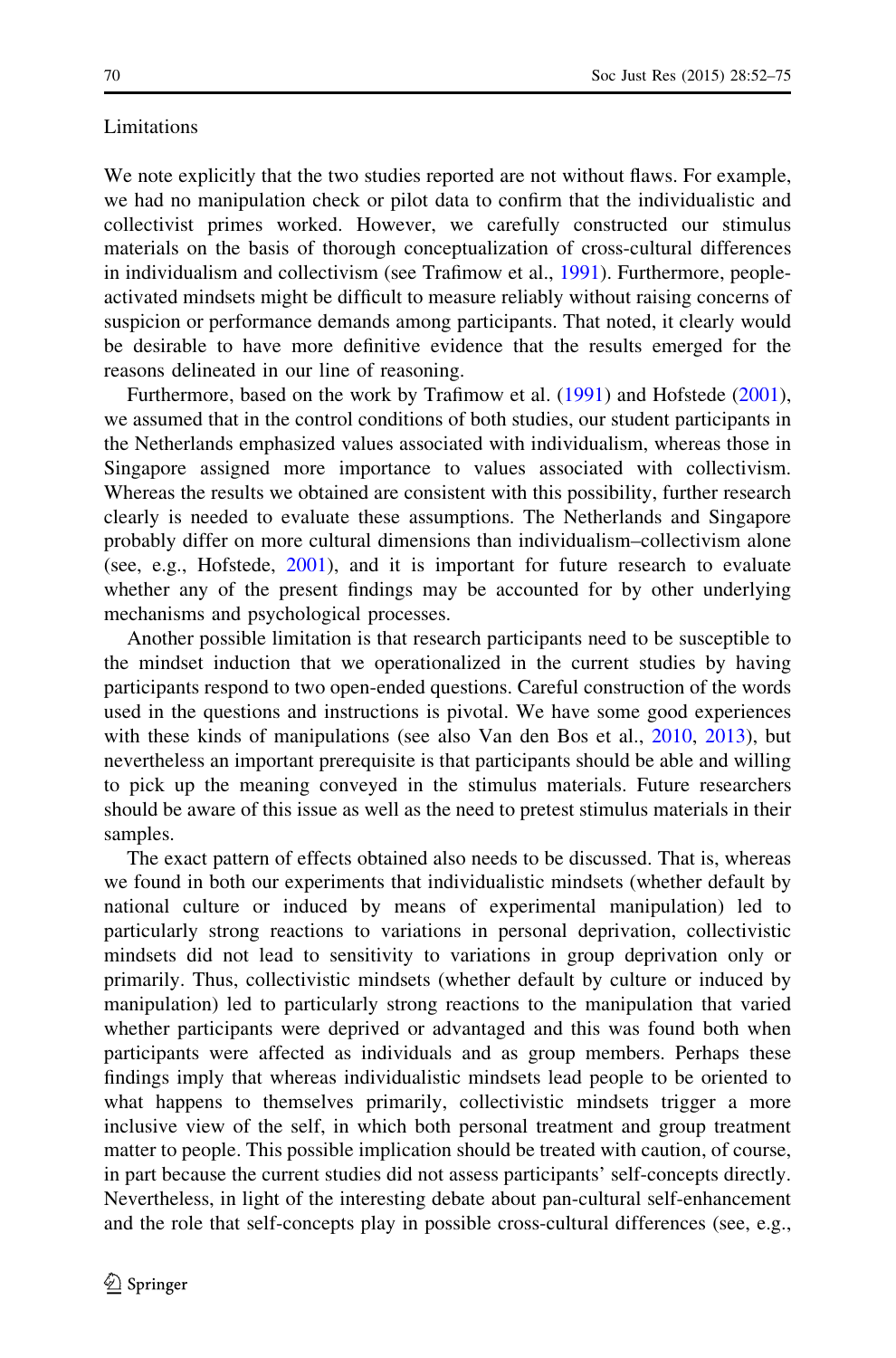### Limitations

We note explicitly that the two studies reported are not without flaws. For example, we had no manipulation check or pilot data to confirm that the individualistic and collectivist primes worked. However, we carefully constructed our stimulus materials on the basis of thorough conceptualization of cross-cultural differences in individualism and collectivism (see Trafimow et al., 1991). Furthermore, people-activated mindsets might be difficult to measure reliably without raising concerns of suspicion or performance demands among participants. That noted, it clearly would be desirable to have more definitive evidence that the results emerged for the reasons delineated in our line of reasoning.

Furthermore, based on the work by Trafimow et al. (1991) and Hofstede (2001), we assumed that in the control conditions of both studies, our student participants in the Netherlands emphasized values associated with individualism, whereas those in Singapore assigned more importance to values associated with collectivism. Whereas the results we obtained are consistent with this possibility, further research clearly is needed to evaluate these assumptions. The Netherlands and Singapore probably differ on more cultural dimensions than individualism–collectivism alone (see, e.g., Hofstede, 2001), and it is important for future research to evaluate whether any of the present findings may be accounted for by other underlying mechanisms and psychological processes.

Another possible limitation is that research participants need to be susceptible to the mindset induction that we operationalized in the current studies by having participants respond to two open-ended questions. Careful construction of the words used in the questions and instructions is pivotal. We have some good experiences with these kinds of manipulations (see also Van den Bos et al., 2010, 2013), but nevertheless an important prerequisite is that participants should be able and willing to pick up the meaning conveyed in the stimulus materials. Future researchers should be aware of this issue as well as the need to pretest stimulus materials in their samples.

The exact pattern of effects obtained also needs to be discussed. That is, whereas we found in both our experiments that individualistic mindsets (whether default by national culture or induced by means of experimental manipulation) led to particularly strong reactions to variations in personal deprivation, collectivistic mindsets did not lead to sensitivity to variations in group deprivation only or primarily. Thus, collectivistic mindsets (whether default by culture or induced by manipulation) led to particularly strong reactions to the manipulation that varied whether participants were deprived or advantaged and this was found both when participants were affected as individuals and as group members. Perhaps these findings imply that whereas individualistic mindsets lead people to be oriented to what happens to themselves primarily, collectivistic mindsets trigger a more inclusive view of the self, in which both personal treatment and group treatment matter to people. This possible implication should be treated with caution, of course, in part because the current studies did not assess participants' self-concepts directly. Nevertheless, in light of the interesting debate about pan-cultural self-enhancement and the role that self-concepts play in possible cross-cultural differences (see, e.g.,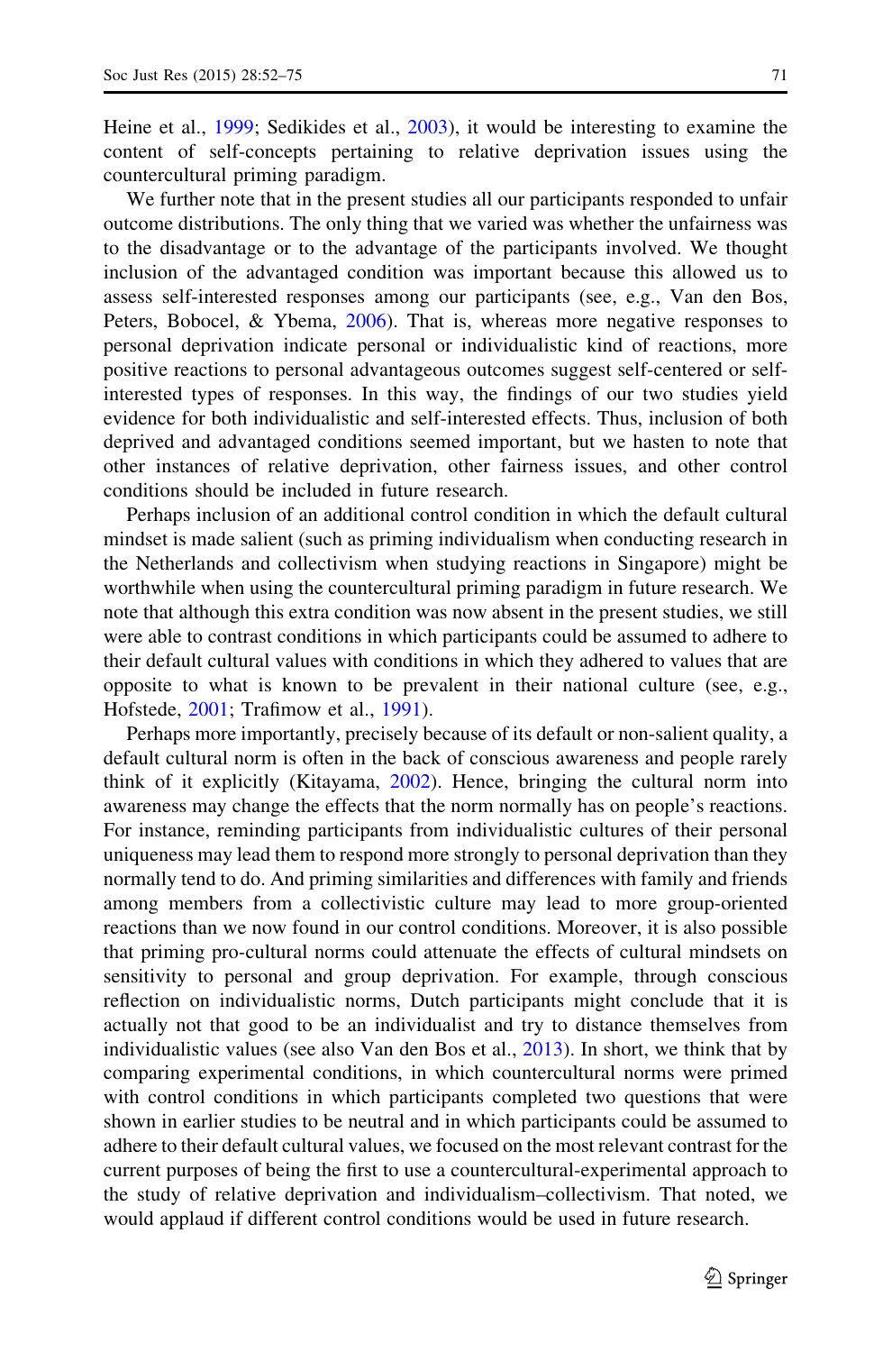Heine et al., 1999; Sedikides et al., 2003), it would be interesting to examine the content of self-concepts pertaining to relative deprivation issues using the countercultural priming paradigm.

We further note that in the present studies all our participants responded to unfair outcome distributions. The only thing that we varied was whether the unfairness was to the disadvantage or to the advantage of the participants involved. We thought inclusion of the advantaged condition was important because this allowed us to assess self-interested responses among our participants (see, e.g., Van den Bos, Peters, Bobocel, & Ybema, 2006). That is, whereas more negative responses to personal deprivation indicate personal or individualistic kind of reactions, more positive reactions to personal advantageous outcomes suggest self-centered or self-interested types of responses. In this way, the findings of our two studies yield evidence for both individualistic and self-interested effects. Thus, inclusion of both deprived and advantaged conditions seemed important, but we hasten to note that other instances of relative deprivation, other fairness issues, and other control conditions should be included in future research.

Perhaps inclusion of an additional control condition in which the default cultural mindset is made salient (such as priming individualism when conducting research in the Netherlands and collectivism when studying reactions in Singapore) might be worthwhile when using the countercultural priming paradigm in future research. We note that although this extra condition was now absent in the present studies, we still were able to contrast conditions in which participants could be assumed to adhere to their default cultural values with conditions in which they adhered to values that are opposite to what is known to be prevalent in their national culture (see, e.g., Hofstede, 2001; Trafimow et al., 1991).

Perhaps more importantly, precisely because of its default or non-salient quality, a default cultural norm is often in the back of conscious awareness and people rarely think of it explicitly (Kitayama, 2002). Hence, bringing the cultural norm into awareness may change the effects that the norm normally has on people's reactions. For instance, reminding participants from individualistic cultures of their personal uniqueness may lead them to respond more strongly to personal deprivation than they normally tend to do. And priming similarities and differences with family and friends among members from a collectivistic culture may lead to more group-oriented reactions than we now found in our control conditions. Moreover, it is also possible that priming pro-cultural norms could attenuate the effects of cultural mindsets on sensitivity to personal and group deprivation. For example, through conscious reflection on individualistic norms, Dutch participants might conclude that it is actually not that good to be an individualist and try to distance themselves from individualistic values (see also Van den Bos et al., 2013). In short, we think that by comparing experimental conditions, in which countercultural norms were primed with control conditions in which participants completed two questions that were shown in earlier studies to be neutral and in which participants could be assumed to adhere to their default cultural values, we focused on the most relevant contrast for the current purposes of being the first to use a countercultural-experimental approach to the study of relative deprivation and individualism–collectivism. That noted, we would applaud if different control conditions would be used in future research.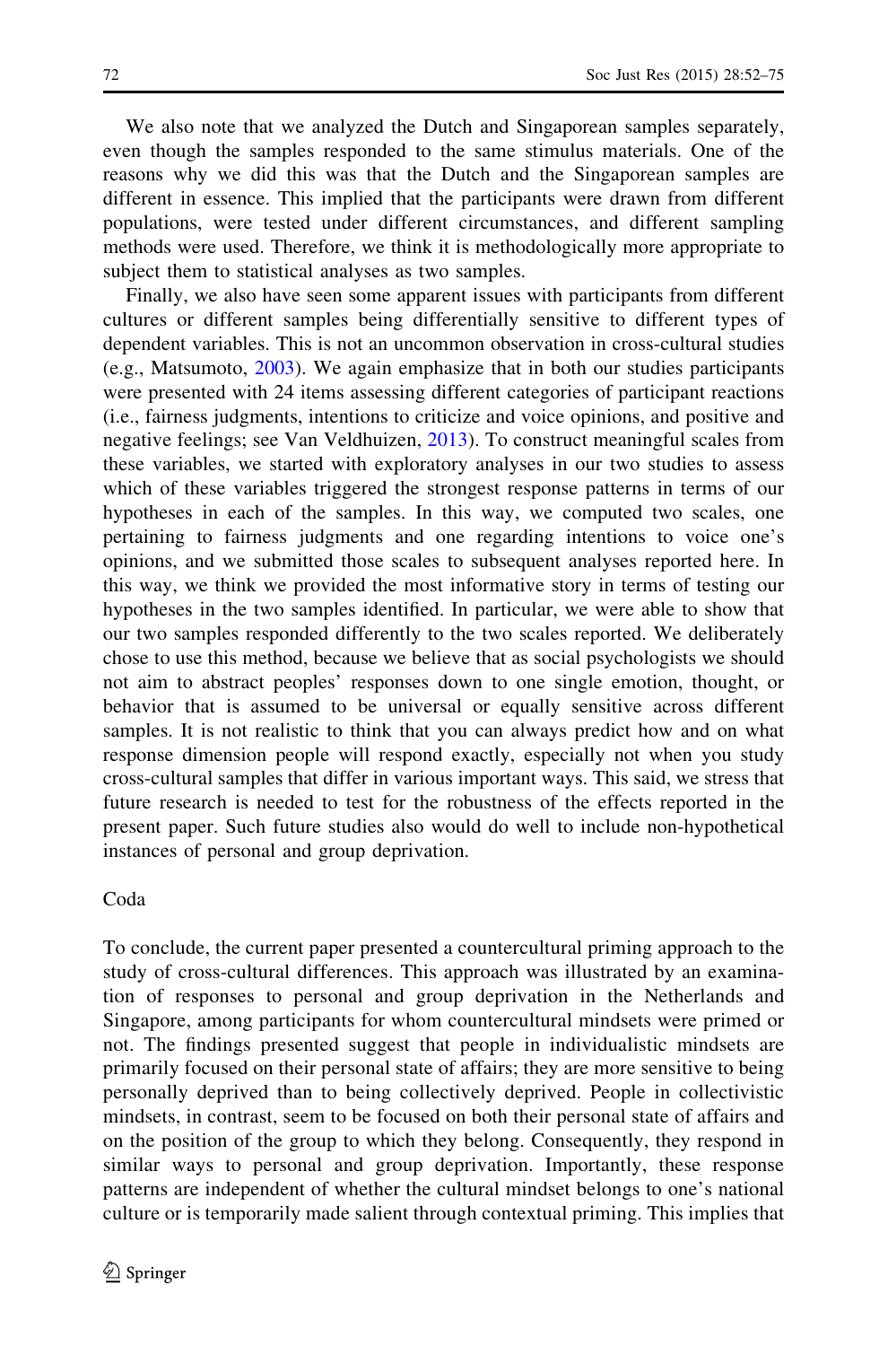We also note that we analyzed the Dutch and Singaporean samples separately, even though the samples responded to the same stimulus materials. One of the reasons why we did this was that the Dutch and the Singaporean samples are different in essence. This implied that the participants were drawn from different populations, were tested under different circumstances, and different sampling methods were used. Therefore, we think it is methodologically more appropriate to subject them to statistical analyses as two samples.

Finally, we also have seen some apparent issues with participants from different cultures or different samples being differentially sensitive to different types of dependent variables. This is not an uncommon observation in cross-cultural studies (e.g., Matsumoto, 2003). We again emphasize that in both our studies participants were presented with 24 items assessing different categories of participant reactions (i.e., fairness judgments, intentions to criticize and voice opinions, and positive and negative feelings; see Van Veldhuizen, 2013). To construct meaningful scales from these variables, we started with exploratory analyses in our two studies to assess which of these variables triggered the strongest response patterns in terms of our hypotheses in each of the samples. In this way, we computed two scales, one pertaining to fairness judgments and one regarding intentions to voice one's opinions, and we submitted those scales to subsequent analyses reported here. In this way, we think we provided the most informative story in terms of testing our hypotheses in the two samples identified. In particular, we were able to show that our two samples responded differently to the two scales reported. We deliberately chose to use this method, because we believe that as social psychologists we should not aim to abstract peoples' responses down to one single emotion, thought, or behavior that is assumed to be universal or equally sensitive across different samples. It is not realistic to think that you can always predict how and on what response dimension people will respond exactly, especially not when you study cross-cultural samples that differ in various important ways. This said, we stress that future research is needed to test for the robustness of the effects reported in the present paper. Such future studies also would do well to include non-hypothetical instances of personal and group deprivation.

## Coda

To conclude, the current paper presented a countercultural priming approach to the study of cross-cultural differences. This approach was illustrated by an examination of responses to personal and group deprivation in the Netherlands and Singapore, among participants for whom countercultural mindsets were primed or not. The findings presented suggest that people in individualistic mindsets are primarily focused on their personal state of affairs; they are more sensitive to being personally deprived than to being collectively deprived. People in collectivistic mindsets, in contrast, seem to be focused on both their personal state of affairs and on the position of the group to which they belong. Consequently, they respond in similar ways to personal and group deprivation. Importantly, these response patterns are independent of whether the cultural mindset belongs to one's national culture or is temporarily made salient through contextual priming. This implies that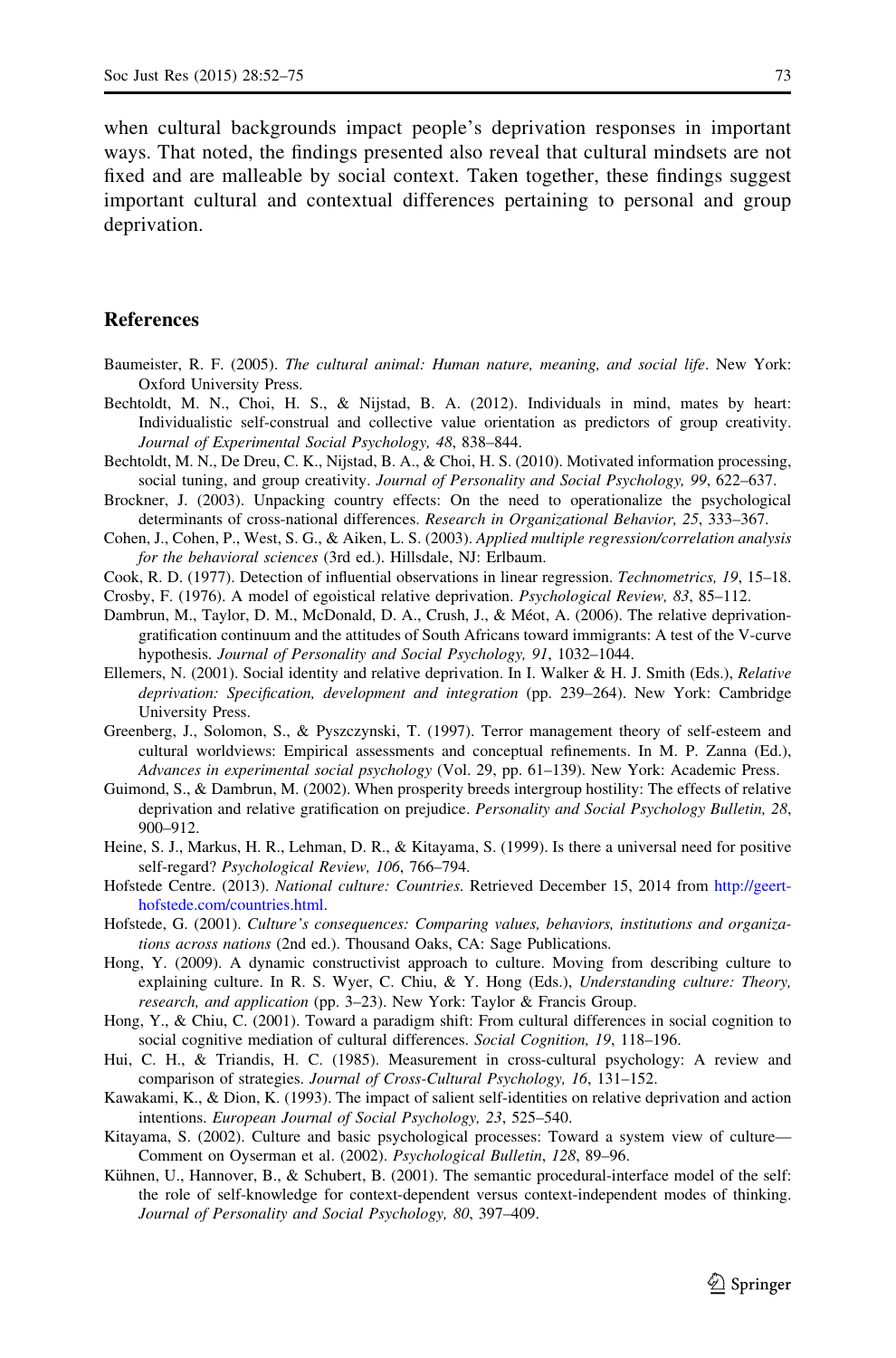when cultural backgrounds impact people's deprivation responses in important ways. That noted, the findings presented also reveal that cultural mindsets are not fixed and are malleable by social context. Taken together, these findings suggest important cultural and contextual differences pertaining to personal and group deprivation.

## References

Baumeister, R. F. (2005). *The cultural animal: Human nature, meaning, and social life*. New York: Oxford University Press.

Bechtoldt, M. N., Choi, H. S., & Nijstad, B. A. (2012). Individuals in mind, mates by heart: Individualistic self-construal and collective value orientation as predictors of group creativity. *Journal of Experimental Social Psychology, 48*, 838–844.

Bechtoldt, M. N., De Dreu, C. K., Nijstad, B. A., & Choi, H. S. (2010). Motivated information processing, social tuning, and group creativity. *Journal of Personality and Social Psychology, 99*, 622–637.

Brockner, J. (2003). Unpacking country effects: On the need to operationalize the psychological determinants of cross-national differences. *Research in Organizational Behavior, 25*, 333–367.

Cohen, J., Cohen, P., West, S. G., & Aiken, L. S. (2003). *Applied multiple regression/correlation analysis for the behavioral sciences* (3rd ed.). Hillsdale, NJ: Erlbaum.

Cook, R. D. (1977). Detection of influential observations in linear regression. *Technometrics, 19*, 15–18.

Crosby, F. (1976). A model of egoistical relative deprivation. *Psychological Review, 83*, 85–112.

Dambrun, M., Taylor, D. M., McDonald, D. A., Crush, J., & Méot, A. (2006). The relative deprivation-gratification continuum and the attitudes of South Africans toward immigrants: A test of the V-curve hypothesis. *Journal of Personality and Social Psychology, 91*, 1032–1044.

Ellemers, N. (2001). Social identity and relative deprivation. In I. Walker & H. J. Smith (Eds.), *Relative deprivation: Specification, development and integration* (pp. 239–264). New York: Cambridge University Press.

Greenberg, J., Solomon, S., & Pyszczynski, T. (1997). Terror management theory of self-esteem and cultural worldviews: Empirical assessments and conceptual refinements. In M. P. Zanna (Ed.), *Advances in experimental social psychology* (Vol. 29, pp. 61–139). New York: Academic Press.

Guimond, S., & Dambrun, M. (2002). When prosperity breeds intergroup hostility: The effects of relative deprivation and relative gratification on prejudice. *Personality and Social Psychology Bulletin, 28*, 900–912.

Heine, S. J., Markus, H. R., Lehman, D. R., & Kitayama, S. (1999). Is there a universal need for positive self-regard? *Psychological Review, 106*, 766–794.

Hofstede Centre. (2013). *National culture: Countries*. Retrieved December 15, 2014 from http://geert-hofstede.com/countries.html.

Hofstede, G. (2001). *Culture's consequences: Comparing values, behaviors, institutions and organizations across nations* (2nd ed.). Thousand Oaks, CA: Sage Publications.

Hong, Y. (2009). A dynamic constructivist approach to culture. Moving from describing culture to explaining culture. In R. S. Wyer, C. Chiu, & Y. Hong (Eds.), *Understanding culture: Theory, research, and application* (pp. 3–23). New York: Taylor & Francis Group.

Hong, Y., & Chiu, C. (2001). Toward a paradigm shift: From cultural differences in social cognition to social cognitive mediation of cultural differences. *Social Cognition, 19*, 118–196.

Hui, C. H., & Triandis, H. C. (1985). Measurement in cross-cultural psychology: A review and comparison of strategies. *Journal of Cross-Cultural Psychology, 16*, 131–152.

Kawakami, K., & Dion, K. (1993). The impact of salient self-identities on relative deprivation and action intentions. *European Journal of Social Psychology, 23*, 525–540.

Kitayama, S. (2002). Culture and basic psychological processes: Toward a system view of culture—Comment on Oyserman et al. (2002). *Psychological Bulletin*, *128*, 89–96.

Kühnen, U., Hannover, B., & Schubert, B. (2001). The semantic procedural-interface model of the self: the role of self-knowledge for context-dependent versus context-independent modes of thinking. *Journal of Personality and Social Psychology, 80*, 397–409.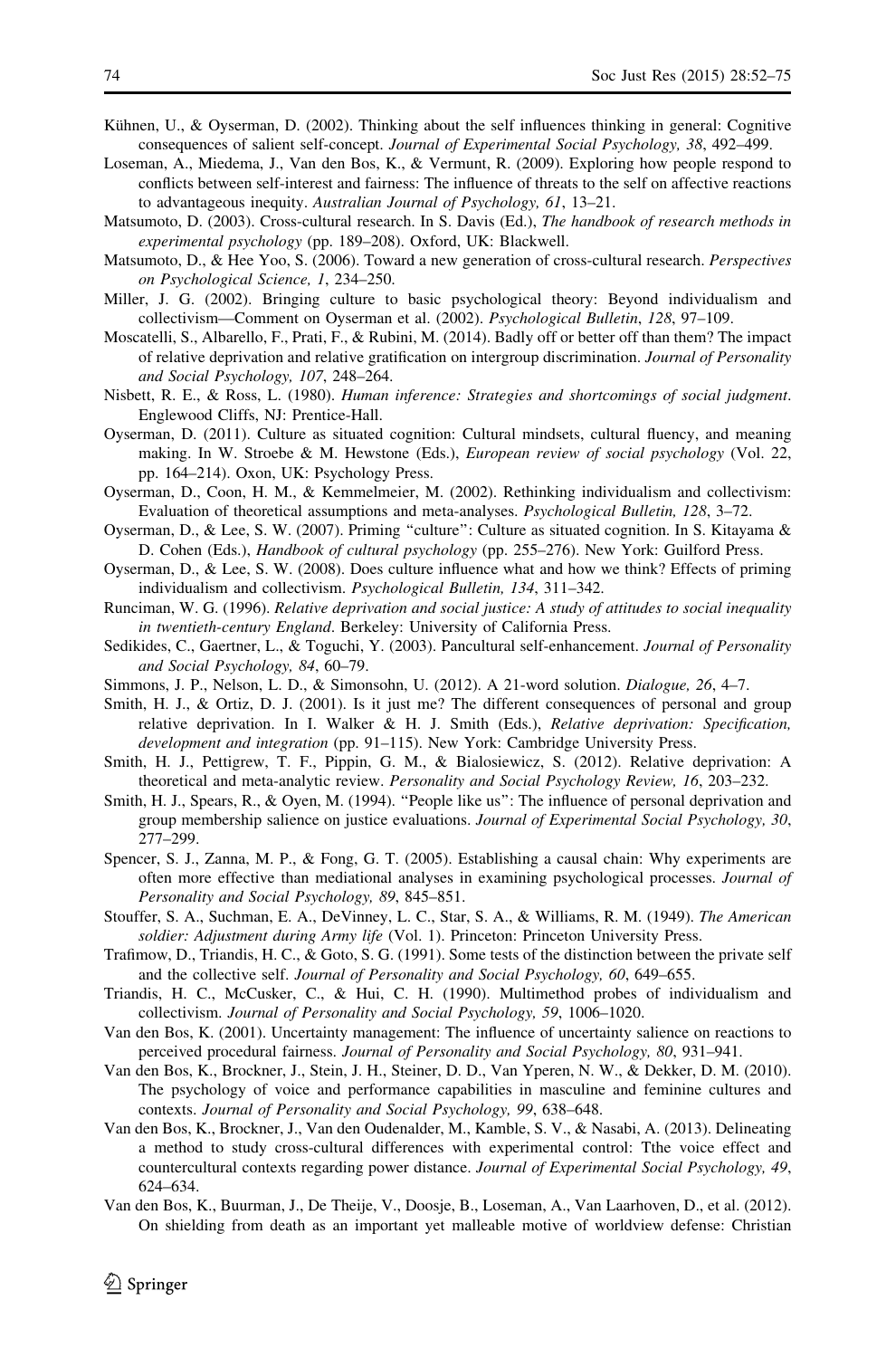Kühnen, U., & Oyserman, D. (2002). Thinking about the self influences thinking in general: Cognitive consequences of salient self-concept. *Journal of Experimental Social Psychology, 38*, 492–499.

Loseman, A., Miedema, J., Van den Bos, K., & Vermunt, R. (2009). Exploring how people respond to conflicts between self-interest and fairness: The influence of threats to the self on affective reactions to advantageous inequity. *Australian Journal of Psychology, 61*, 13–21.

Matsumoto, D. (2003). Cross-cultural research. In S. Davis (Ed.), *The handbook of research methods in experimental psychology* (pp. 189–208). Oxford, UK: Blackwell.

Matsumoto, D., & Hee Yoo, S. (2006). Toward a new generation of cross-cultural research. *Perspectives on Psychological Science, 1*, 234–250.

Miller, J. G. (2002). Bringing culture to basic psychological theory: Beyond individualism and collectivism—Comment on Oyserman et al. (2002). *Psychological Bulletin*, *128*, 97–109.

Moscatelli, S., Albarello, F., Prati, F., & Rubini, M. (2014). Badly off or better off than them? The impact of relative deprivation and relative gratification on intergroup discrimination. *Journal of Personality and Social Psychology, 107*, 248–264.

Nisbett, R. E., & Ross, L. (1980). *Human inference: Strategies and shortcomings of social judgment*. Englewood Cliffs, NJ: Prentice-Hall.

Oyserman, D. (2011). Culture as situated cognition: Cultural mindsets, cultural fluency, and meaning making. In W. Stroebe & M. Hewstone (Eds.), *European review of social psychology* (Vol. 22, pp. 164–214). Oxon, UK: Psychology Press.

Oyserman, D., Coon, H. M., & Kemmelmeier, M. (2002). Rethinking individualism and collectivism: Evaluation of theoretical assumptions and meta-analyses. *Psychological Bulletin, 128*, 3–72.

Oyserman, D., & Lee, S. W. (2007). Priming "culture": Culture as situated cognition. In S. Kitayama & D. Cohen (Eds.), *Handbook of cultural psychology* (pp. 255–276). New York: Guilford Press.

Oyserman, D., & Lee, S. W. (2008). Does culture influence what and how we think? Effects of priming individualism and collectivism. *Psychological Bulletin, 134*, 311–342.

Runciman, W. G. (1996). *Relative deprivation and social justice: A study of attitudes to social inequality in twentieth-century England*. Berkeley: University of California Press.

Sedikides, C., Gaertner, L., & Toguchi, Y. (2003). Pancultural self-enhancement. *Journal of Personality and Social Psychology, 84*, 60–79.

Simmons, J. P., Nelson, L. D., & Simonsohn, U. (2012). A 21-word solution. *Dialogue, 26*, 4–7.

Smith, H. J., & Ortiz, D. J. (2001). Is it just me? The different consequences of personal and group relative deprivation. In I. Walker & H. J. Smith (Eds.), *Relative deprivation: Specification, development and integration* (pp. 91–115). New York: Cambridge University Press.

Smith, H. J., Pettigrew, T. F., Pippin, G. M., & Bialosiewicz, S. (2012). Relative deprivation: A theoretical and meta-analytic review. *Personality and Social Psychology Review, 16*, 203–232.

Smith, H. J., Spears, R., & Oyen, M. (1994). "People like us": The influence of personal deprivation and group membership salience on justice evaluations. *Journal of Experimental Social Psychology, 30*, 277–299.

Spencer, S. J., Zanna, M. P., & Fong, G. T. (2005). Establishing a causal chain: Why experiments are often more effective than mediational analyses in examining psychological processes. *Journal of Personality and Social Psychology, 89*, 845–851.

Stouffer, S. A., Suchman, E. A., DeVinney, L. C., Star, S. A., & Williams, R. M. (1949). *The American soldier: Adjustment during Army life* (Vol. 1). Princeton: Princeton University Press.

Trafimow, D., Triandis, H. C., & Goto, S. G. (1991). Some tests of the distinction between the private self and the collective self. *Journal of Personality and Social Psychology, 60*, 649–655.

Triandis, H. C., McCusker, C., & Hui, C. H. (1990). Multimethod probes of individualism and collectivism. *Journal of Personality and Social Psychology, 59*, 1006–1020.

Van den Bos, K. (2001). Uncertainty management: The influence of uncertainty salience on reactions to perceived procedural fairness. *Journal of Personality and Social Psychology, 80*, 931–941.

Van den Bos, K., Brockner, J., Stein, J. H., Steiner, D. D., Van Yperen, N. W., & Dekker, D. M. (2010). The psychology of voice and performance capabilities in masculine and feminine cultures and contexts. *Journal of Personality and Social Psychology, 99*, 638–648.

Van den Bos, K., Brockner, J., Van den Oudenalder, M., Kamble, S. V., & Nasabi, A. (2013). Delineating a method to study cross-cultural differences with experimental control: Tthe voice effect and countercultural contexts regarding power distance. *Journal of Experimental Social Psychology, 49*, 624–634.

Van den Bos, K., Buurman, J., De Theije, V., Doosje, B., Loseman, A., Van Laarhoven, D., et al. (2012). On shielding from death as an important yet malleable motive of worldview defense: Christian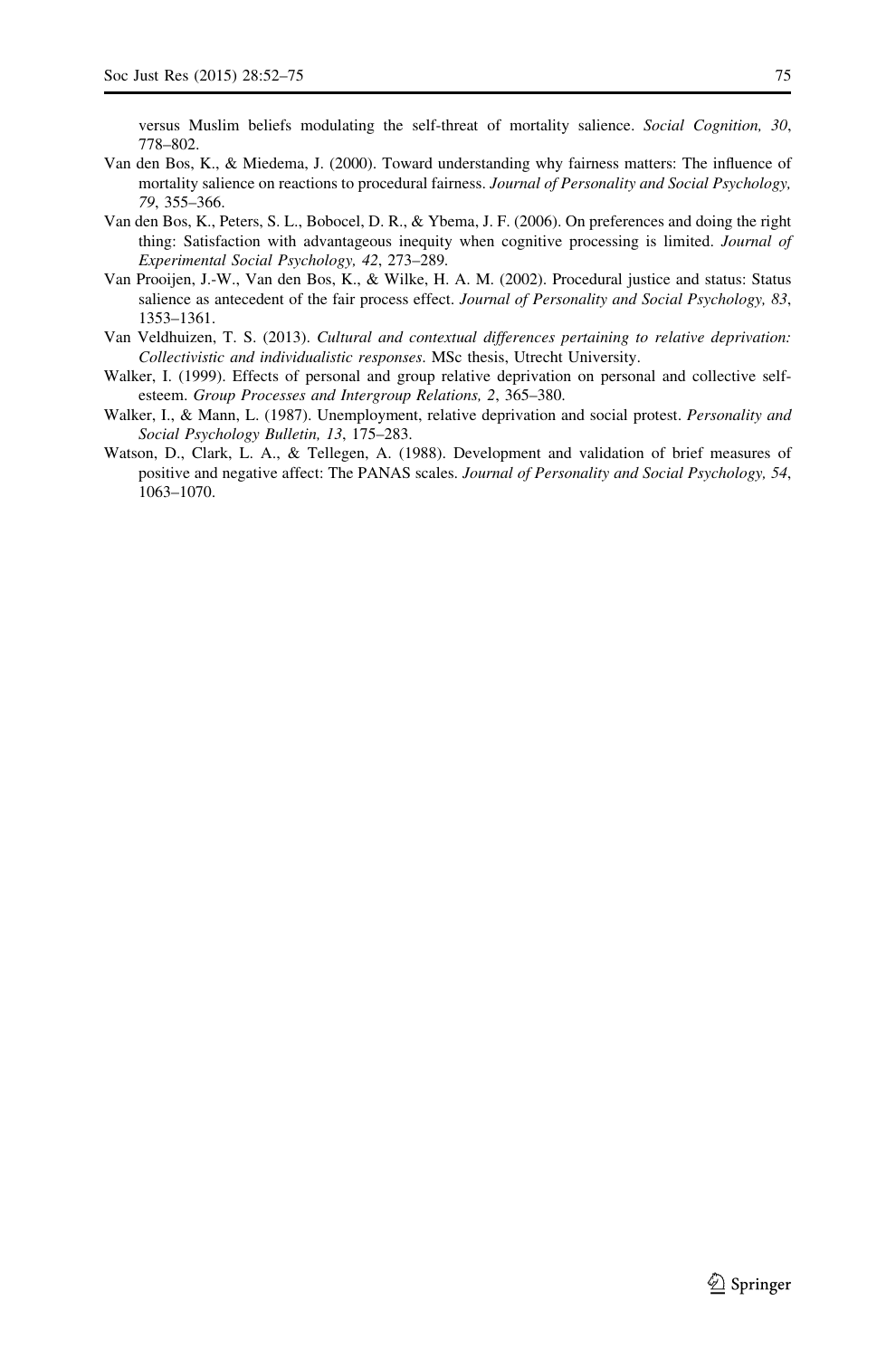versus Muslim beliefs modulating the self-threat of mortality salience. *Social Cognition, 30*, 778–802.

Van den Bos, K., & Miedema, J. (2000). Toward understanding why fairness matters: The influence of mortality salience on reactions to procedural fairness. *Journal of Personality and Social Psychology, 79*, 355–366.

Van den Bos, K., Peters, S. L., Bobocel, D. R., & Ybema, J. F. (2006). On preferences and doing the right thing: Satisfaction with advantageous inequity when cognitive processing is limited. *Journal of Experimental Social Psychology, 42*, 273–289.

Van Prooijen, J.-W., Van den Bos, K., & Wilke, H. A. M. (2002). Procedural justice and status: Status salience as antecedent of the fair process effect. *Journal of Personality and Social Psychology, 83*, 1353–1361.

Van Veldhuizen, T. S. (2013). *Cultural and contextual differences pertaining to relative deprivation: Collectivistic and individualistic responses*. MSc thesis, Utrecht University.

Walker, I. (1999). Effects of personal and group relative deprivation on personal and collective self-esteem. *Group Processes and Intergroup Relations, 2*, 365–380.

Walker, I., & Mann, L. (1987). Unemployment, relative deprivation and social protest. *Personality and Social Psychology Bulletin, 13*, 175–283.

Watson, D., Clark, L. A., & Tellegen, A. (1988). Development and validation of brief measures of positive and negative affect: The PANAS scales. *Journal of Personality and Social Psychology, 54*, 1063–1070.